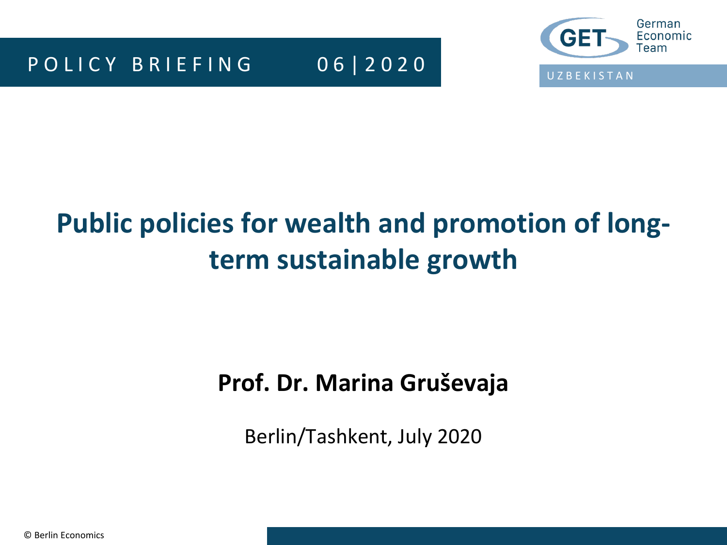POLICY BRIEFING 06 | 2020

German Economic Team

UZBEKISTAN

# Public policies for wealth and promotion of long-term sustainable growth

**Prof. Dr. Marina Gruševaja**

Berlin/Tashkent, July 2020

© Berlin Economics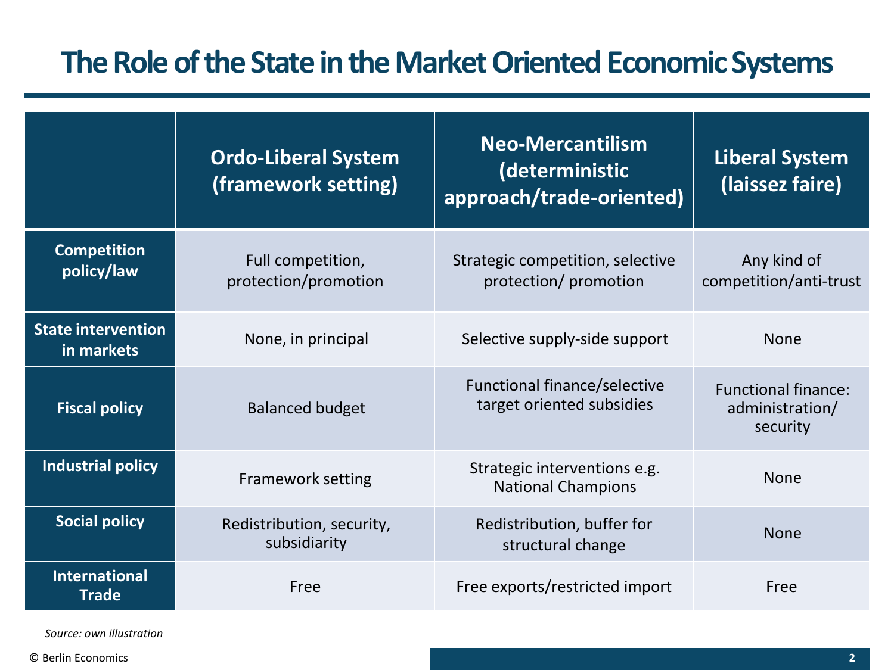# The Role of the State in the Market Oriented Economic Systems

| | Ordo-Liberal System (framework setting) | Neo-Mercantilism (deterministic approach/trade-oriented) | Liberal System (laissez faire) |
|---|---|---|---|
| **Competition policy/law** | Full competition, protection/promotion | Strategic competition, selective protection/ promotion | Any kind of competition/anti-trust |
| **State intervention in markets** | None, in principal | Selective supply-side support | None |
| **Fiscal policy** | Balanced budget | Functional finance/selective target oriented subsidies | Functional finance: administration/ security |
| **Industrial policy** | Framework setting | Strategic interventions e.g. National Champions | None |
| **Social policy** | Redistribution, security, subsidiarity | Redistribution, buffer for structural change | None |
| **International Trade** | Free | Free exports/restricted import | Free |

*Source: own illustration*

© Berlin Economics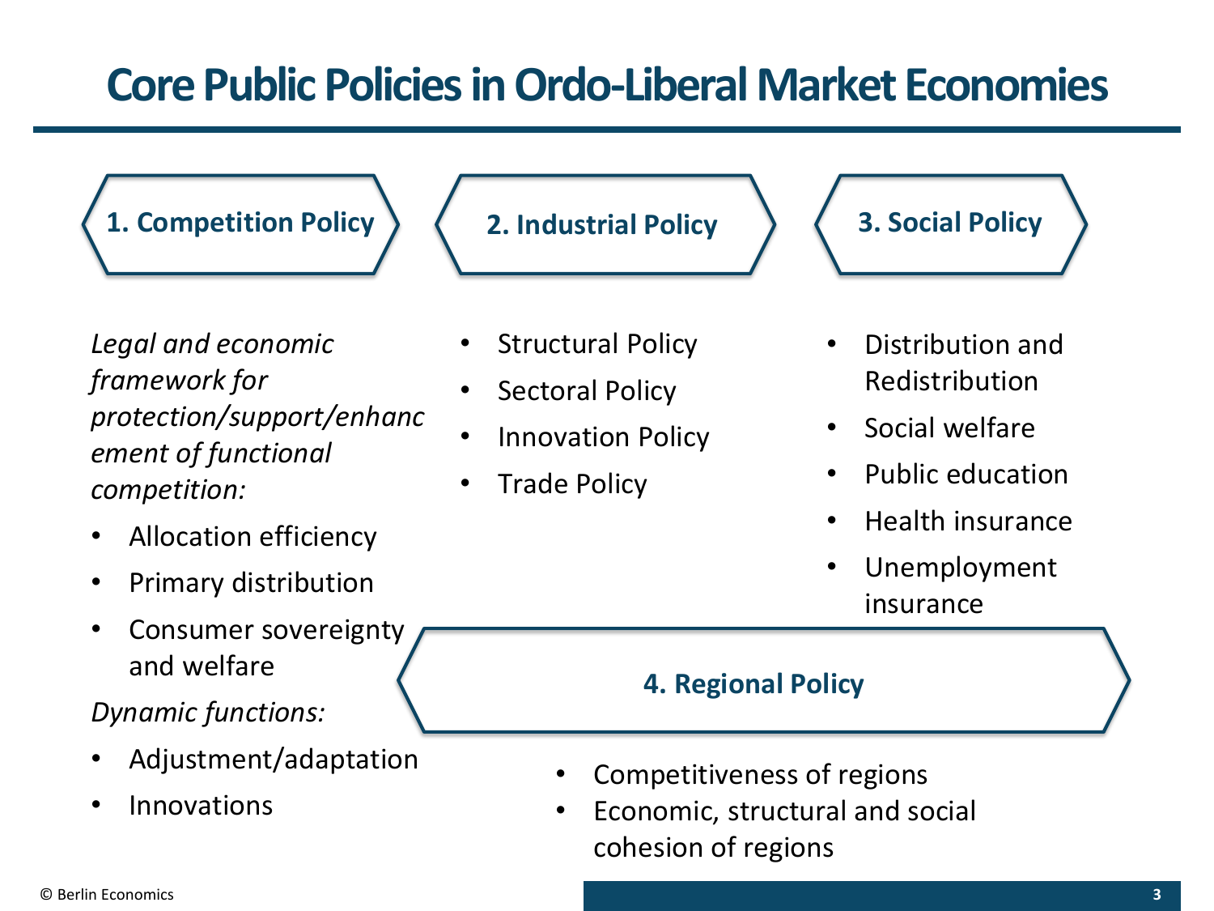# Core Public Policies in Ordo-Liberal Market Economies

## 1. Competition Policy

*Legal and economic framework for protection/support/enhancement of functional competition:*

- Allocation efficiency
- Primary distribution
- Consumer sovereignty and welfare

*Dynamic functions:*

- Adjustment/adaptation
- Innovations

## 2. Industrial Policy

- Structural Policy
- Sectoral Policy
- Innovation Policy
- Trade Policy

## 3. Social Policy

- Distribution and Redistribution
- Social welfare
- Public education
- Health insurance
- Unemployment insurance

## 4. Regional Policy

- Competitiveness of regions
- Economic, structural and social cohesion of regions

© Berlin Economics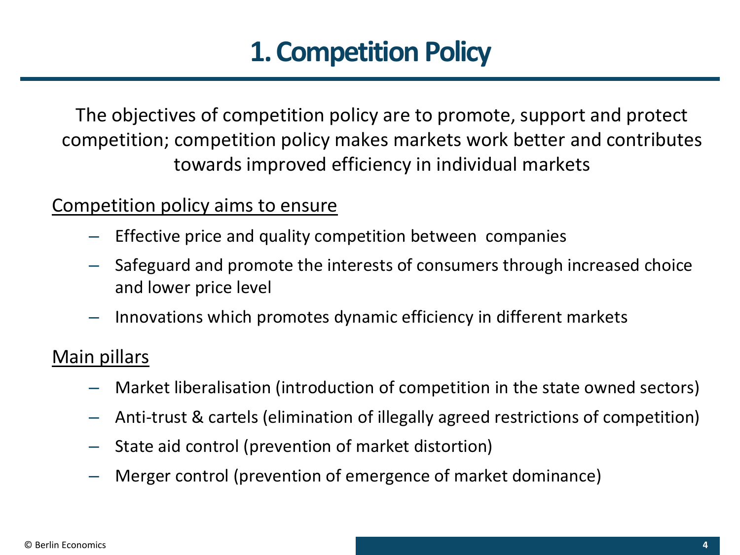# 1. Competition Policy

The objectives of competition policy are to promote, support and protect competition; competition policy makes markets work better and contributes towards improved efficiency in individual markets

Competition policy aims to ensure

- Effective price and quality competition between companies
- Safeguard and promote the interests of consumers through increased choice and lower price level
- Innovations which promotes dynamic efficiency in different markets

Main pillars

- Market liberalisation (introduction of competition in the state owned sectors)
- Anti-trust & cartels (elimination of illegally agreed restrictions of competition)
- State aid control (prevention of market distortion)
- Merger control (prevention of emergence of market dominance)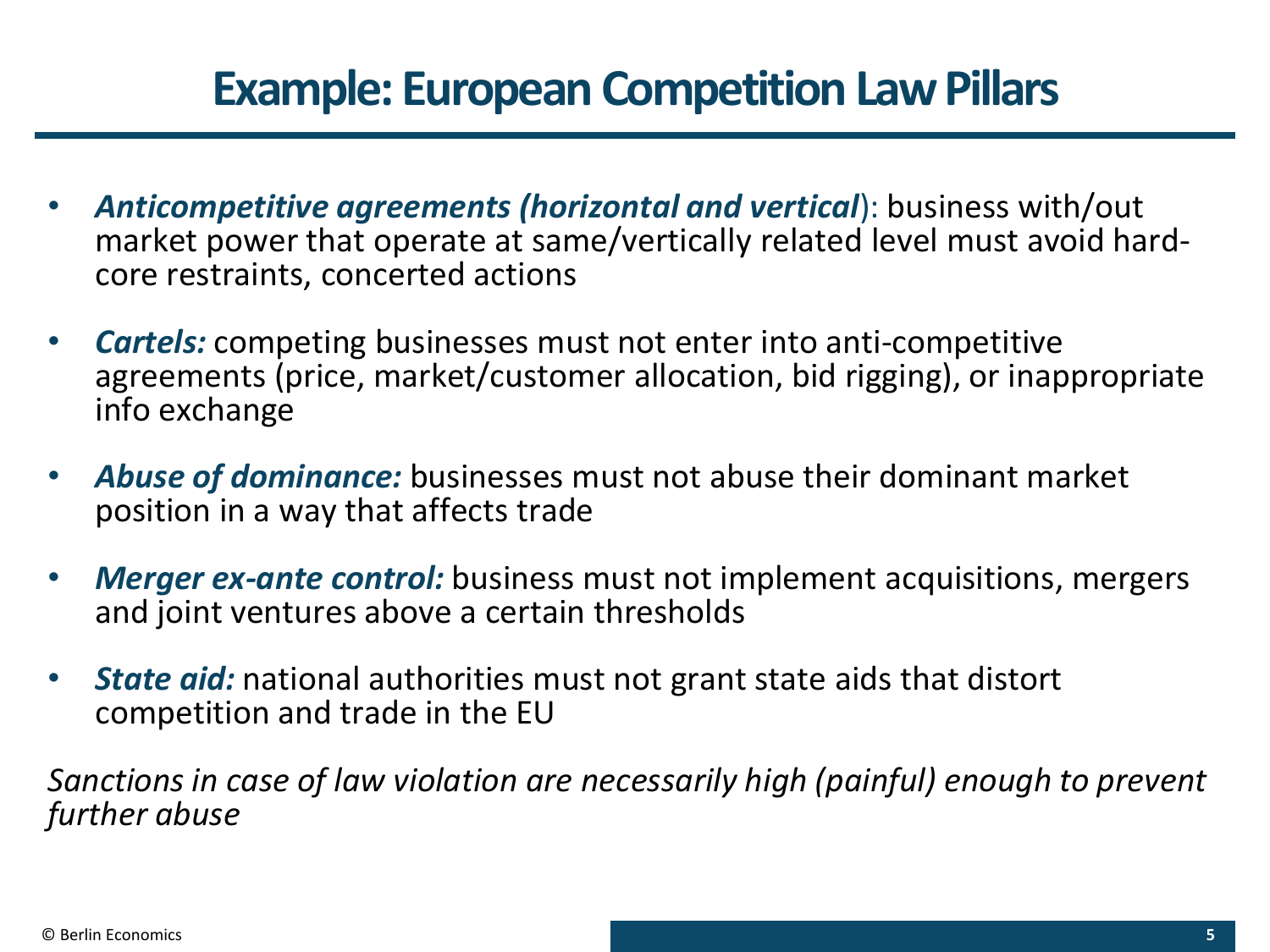# Example: European Competition Law Pillars

- ***Anticompetitive agreements (horizontal and vertical***): business with/out market power that operate at same/vertically related level must avoid hard-core restraints, concerted actions
- ***Cartels:*** competing businesses must not enter into anti-competitive agreements (price, market/customer allocation, bid rigging), or inappropriate info exchange
- ***Abuse of dominance:*** businesses must not abuse their dominant market position in a way that affects trade
- ***Merger ex-ante control:*** business must not implement acquisitions, mergers and joint ventures above a certain thresholds
- ***State aid:*** national authorities must not grant state aids that distort competition and trade in the EU

*Sanctions in case of law violation are necessarily high (painful) enough to prevent further abuse*

© Berlin Economics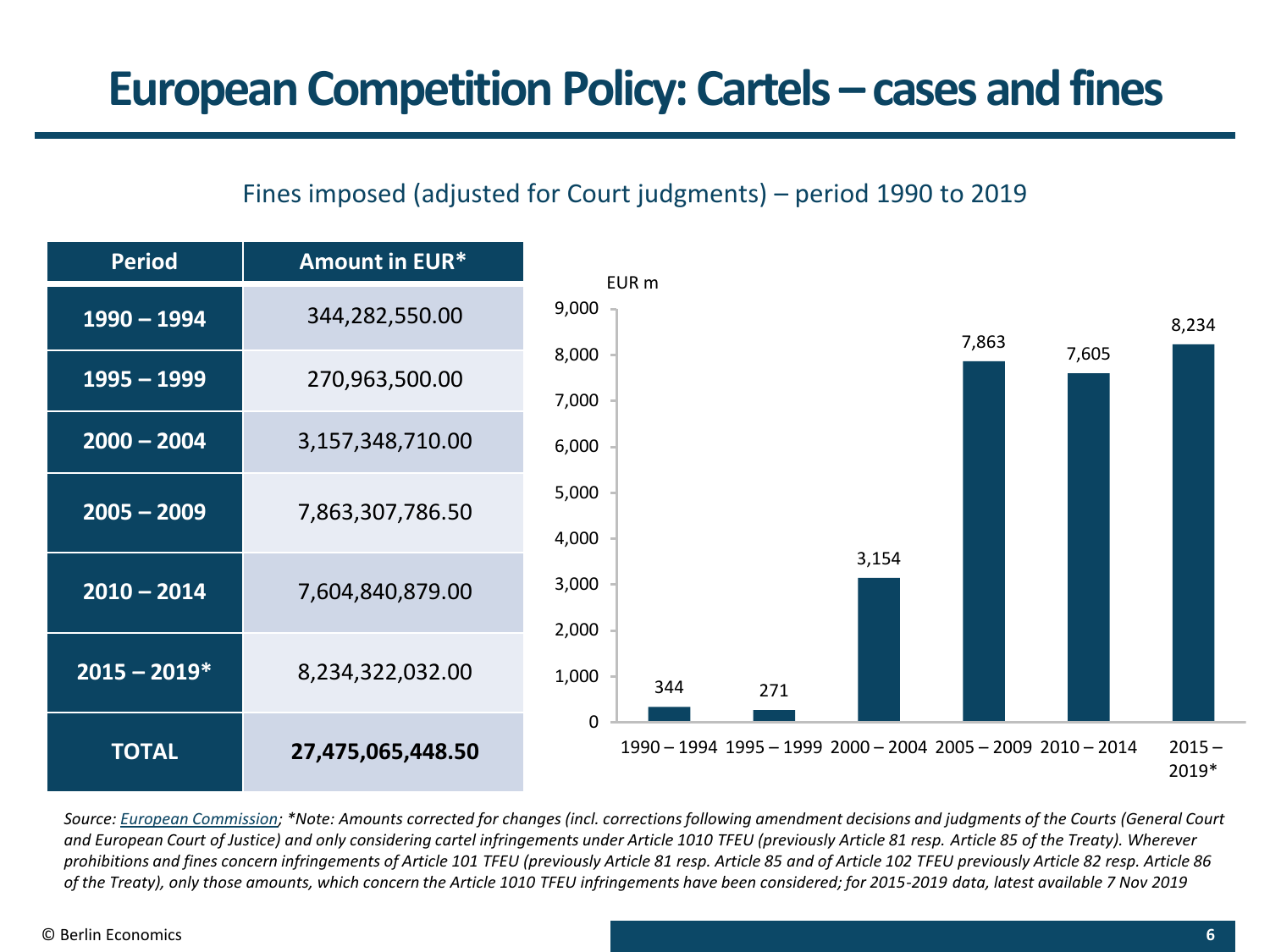# European Competition Policy: Cartels – cases and fines

Fines imposed (adjusted for Court judgments) – period 1990 to 2019

| Period | Amount in EUR* |
|---|---|
| 1990 – 1994 | 344,282,550.00 |
| 1995 – 1999 | 270,963,500.00 |
| 2000 – 2004 | 3,157,348,710.00 |
| 2005 – 2009 | 7,863,307,786.50 |
| 2010 – 2014 | 7,604,840,879.00 |
| 2015 – 2019* | 8,234,322,032.00 |
| **TOTAL** | **27,475,065,448.50** |

EUR m

| Period | EUR m |
|---|---|
| 1990 – 1994 | 344 |
| 1995 – 1999 | 271 |
| 2000 – 2004 | 3,154 |
| 2005 – 2009 | 7,863 |
| 2010 – 2014 | 7,605 |
| 2015 – 2019* | 8,234 |

*Source: European Commission; *Note: Amounts corrected for changes (incl. corrections following amendment decisions and judgments of the Courts (General Court and European Court of Justice) and only considering cartel infringements under Article 1010 TFEU (previously Article 81 resp. Article 85 of the Treaty). Wherever prohibitions and fines concern infringements of Article 101 TFEU (previously Article 81 resp. Article 85 and of Article 102 TFEU previously Article 82 resp. Article 86 of the Treaty), only those amounts, which concern the Article 1010 TFEU infringements have been considered; for 2015-2019 data, latest available 7 Nov 2019*

© Berlin Economics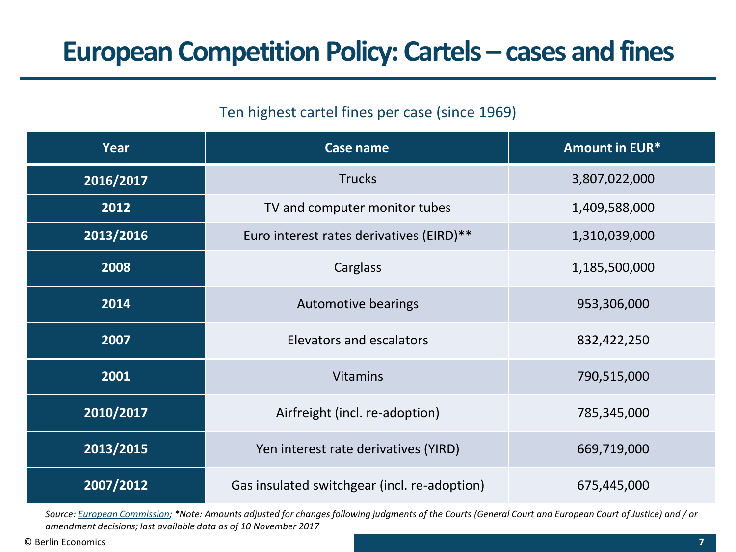# European Competition Policy: Cartels – cases and fines

Ten highest cartel fines per case (since 1969)

| Year | Case name | Amount in EUR* |
|---|---|---|
| 2016/2017 | Trucks | 3,807,022,000 |
| 2012 | TV and computer monitor tubes | 1,409,588,000 |
| 2013/2016 | Euro interest rates derivatives (EIRD)** | 1,310,039,000 |
| 2008 | Carglass | 1,185,500,000 |
| 2014 | Automotive bearings | 953,306,000 |
| 2007 | Elevators and escalators | 832,422,250 |
| 2001 | Vitamins | 790,515,000 |
| 2010/2017 | Airfreight (incl. re-adoption) | 785,345,000 |
| 2013/2015 | Yen interest rate derivatives (YIRD) | 669,719,000 |
| 2007/2012 | Gas insulated switchgear (incl. re-adoption) | 675,445,000 |

*Source: European Commission; *Note: Amounts adjusted for changes following judgments of the Courts (General Court and European Court of Justice) and / or amendment decisions; last available data as of 10 November 2017*

© Berlin Economics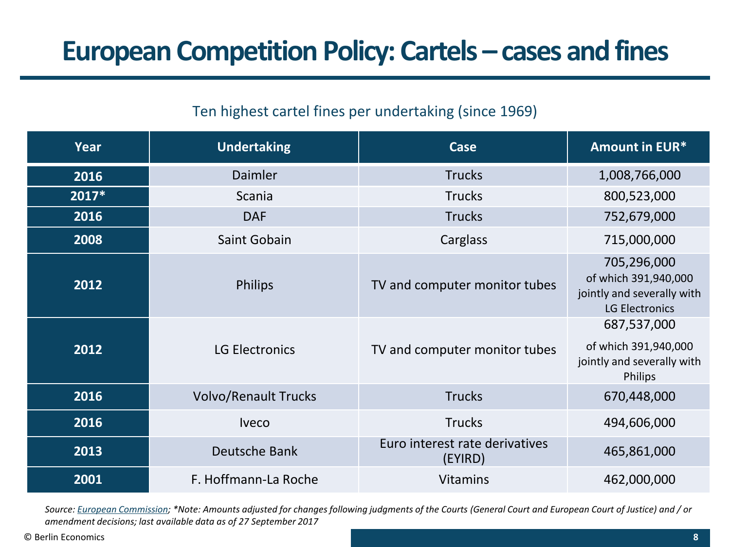# European Competition Policy: Cartels – cases and fines

Ten highest cartel fines per undertaking (since 1969)

| Year | Undertaking | Case | Amount in EUR* |
|---|---|---|---|
| 2016 | Daimler | Trucks | 1,008,766,000 |
| 2017* | Scania | Trucks | 800,523,000 |
| 2016 | DAF | Trucks | 752,679,000 |
| 2008 | Saint Gobain | Carglass | 715,000,000 |
| 2012 | Philips | TV and computer monitor tubes | 705,296,000 of which 391,940,000 jointly and severally with LG Electronics |
| 2012 | LG Electronics | TV and computer monitor tubes | 687,537,000 of which 391,940,000 jointly and severally with Philips |
| 2016 | Volvo/Renault Trucks | Trucks | 670,448,000 |
| 2016 | Iveco | Trucks | 494,606,000 |
| 2013 | Deutsche Bank | Euro interest rate derivatives (EYIRD) | 465,861,000 |
| 2001 | F. Hoffmann-La Roche | Vitamins | 462,000,000 |

*Source: European Commission; *Note: Amounts adjusted for changes following judgments of the Courts (General Court and European Court of Justice) and / or amendment decisions; last available data as of 27 September 2017*

© Berlin Economics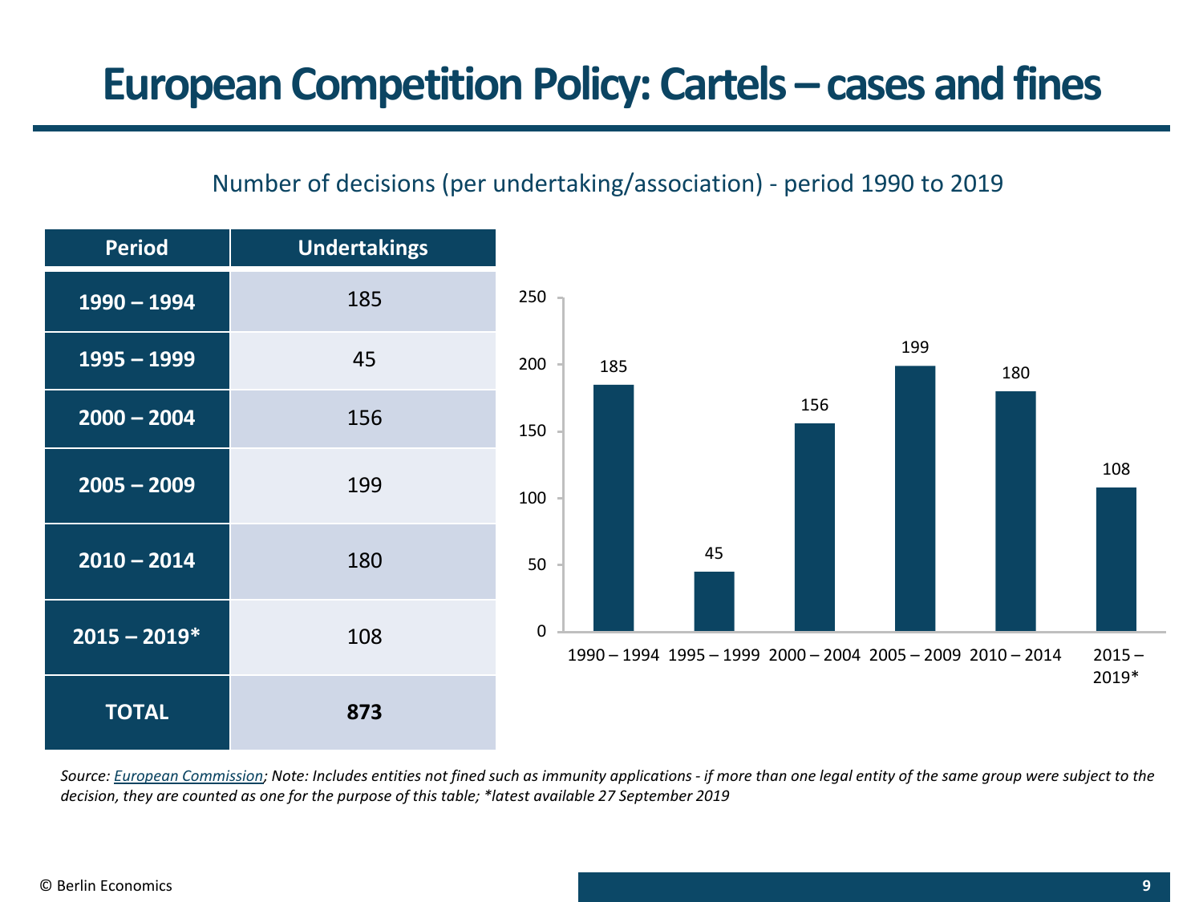# European Competition Policy: Cartels – cases and fines

Number of decisions (per undertaking/association) - period 1990 to 2019

| Period | Undertakings |
|---|---|
| 1990 – 1994 | 185 |
| 1995 – 1999 | 45 |
| 2000 – 2004 | 156 |
| 2005 – 2009 | 199 |
| 2010 – 2014 | 180 |
| 2015 – 2019* | 108 |
| **TOTAL** | **873** |

*Source: European Commission; Note: Includes entities not fined such as immunity applications - if more than one legal entity of the same group were subject to the decision, they are counted as one for the purpose of this table; *latest available 27 September 2019*

© Berlin Economics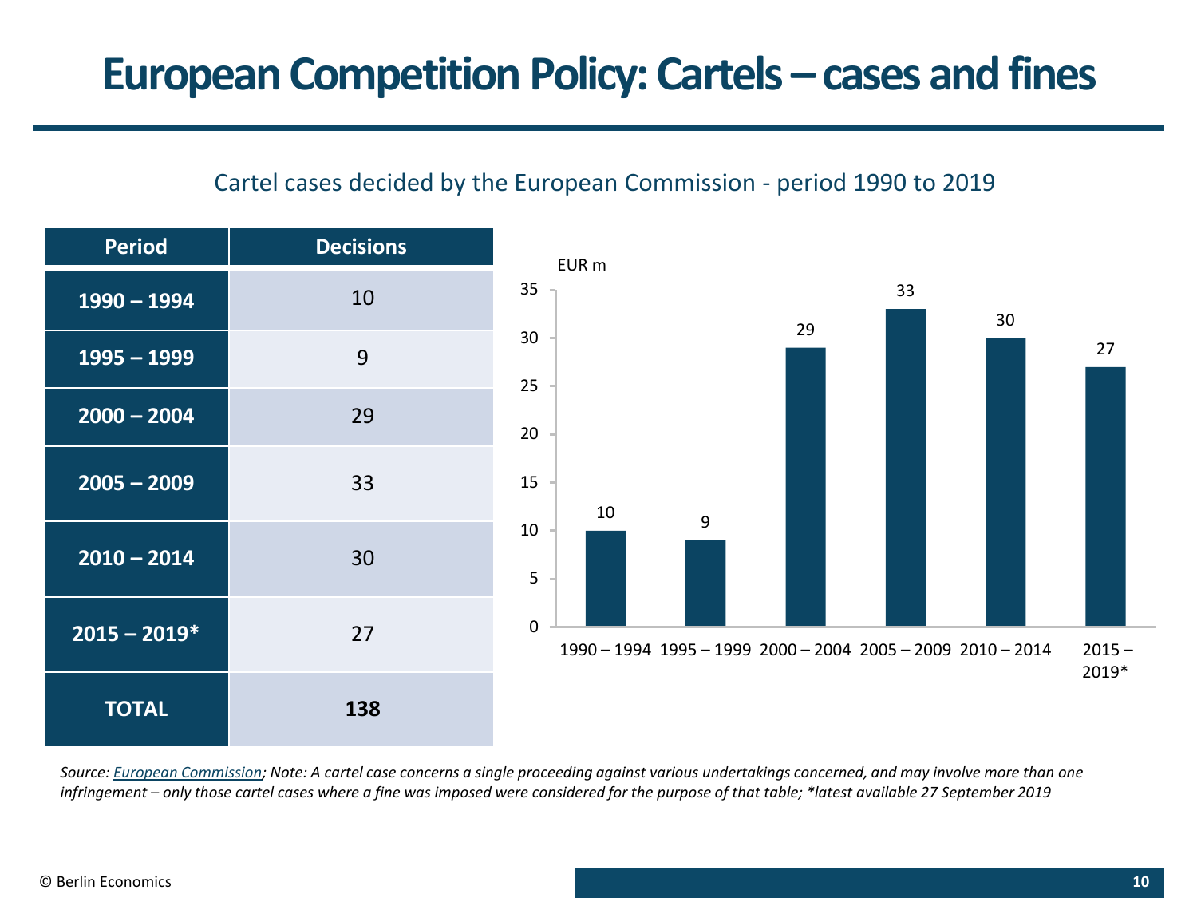# European Competition Policy: Cartels – cases and fines

Cartel cases decided by the European Commission - period 1990 to 2019

| Period | Decisions |
|---|---|
| 1990 – 1994 | 10 |
| 1995 – 1999 | 9 |
| 2000 – 2004 | 29 |
| 2005 – 2009 | 33 |
| 2010 – 2014 | 30 |
| 2015 – 2019* | 27 |
| **TOTAL** | **138** |

EUR m

| Period | Value |
|---|---|
| 1990 – 1994 | 10 |
| 1995 – 1999 | 9 |
| 2000 – 2004 | 29 |
| 2005 – 2009 | 33 |
| 2010 – 2014 | 30 |
| 2015 – 2019* | 27 |

*Source: European Commission; Note: A cartel case concerns a single proceeding against various undertakings concerned, and may involve more than one infringement – only those cartel cases where a fine was imposed were considered for the purpose of that table; *latest available 27 September 2019*

© Berlin Economics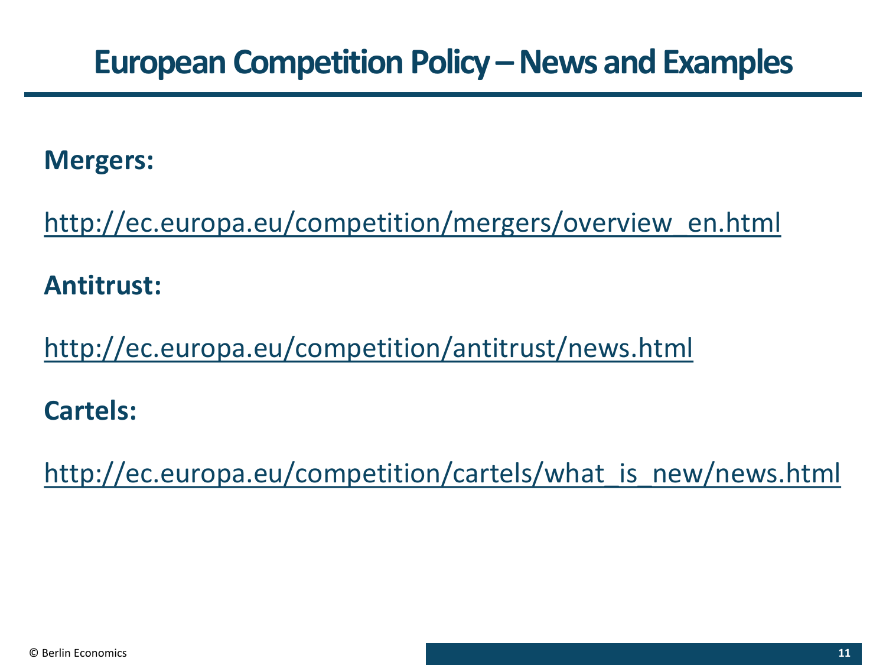# European Competition Policy – News and Examples

**Mergers:**

http://ec.europa.eu/competition/mergers/overview_en.html

**Antitrust:**

http://ec.europa.eu/competition/antitrust/news.html

**Cartels:**

http://ec.europa.eu/competition/cartels/what_is_new/news.html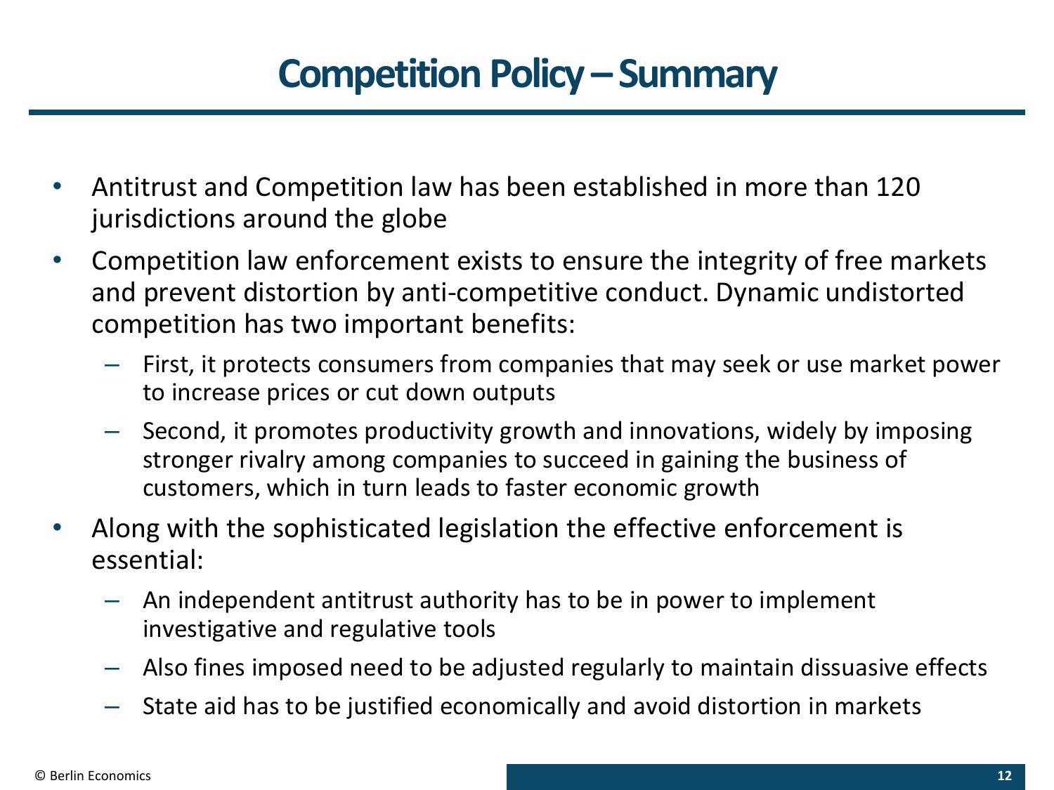# Competition Policy – Summary

- Antitrust and Competition law has been established in more than 120 jurisdictions around the globe
- Competition law enforcement exists to ensure the integrity of free markets and prevent distortion by anti-competitive conduct. Dynamic undistorted competition has two important benefits:
  - First, it protects consumers from companies that may seek or use market power to increase prices or cut down outputs
  - Second, it promotes productivity growth and innovations, widely by imposing stronger rivalry among companies to succeed in gaining the business of customers, which in turn leads to faster economic growth
- Along with the sophisticated legislation the effective enforcement is essential:
  - An independent antitrust authority has to be in power to implement investigative and regulative tools
  - Also fines imposed need to be adjusted regularly to maintain dissuasive effects
  - State aid has to be justified economically and avoid distortion in markets

© Berlin Economics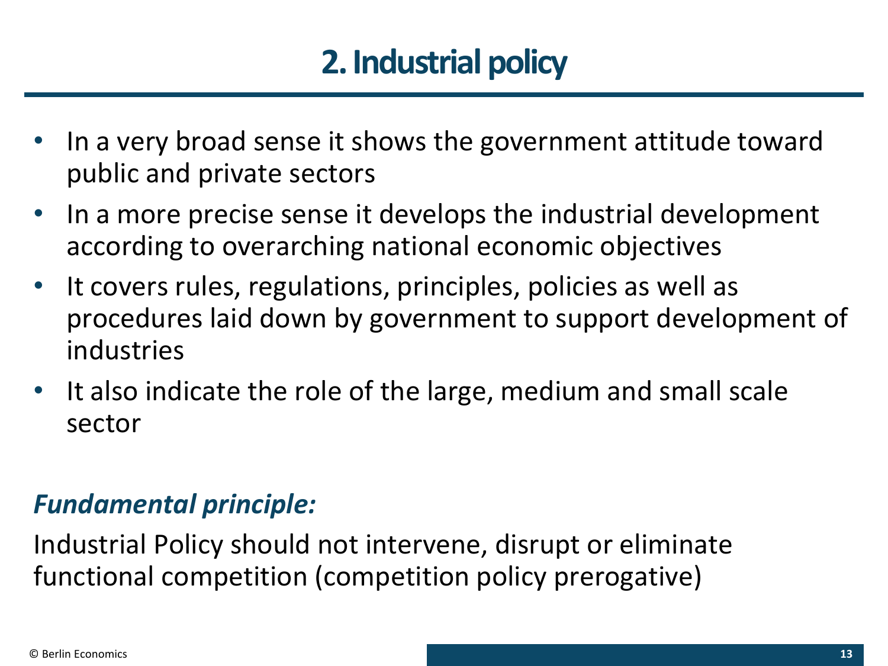# 2. Industrial policy

- In a very broad sense it shows the government attitude toward public and private sectors
- In a more precise sense it develops the industrial development according to overarching national economic objectives
- It covers rules, regulations, principles, policies as well as procedures laid down by government to support development of industries
- It also indicate the role of the large, medium and small scale sector

***Fundamental principle:***

Industrial Policy should not intervene, disrupt or eliminate functional competition (competition policy prerogative)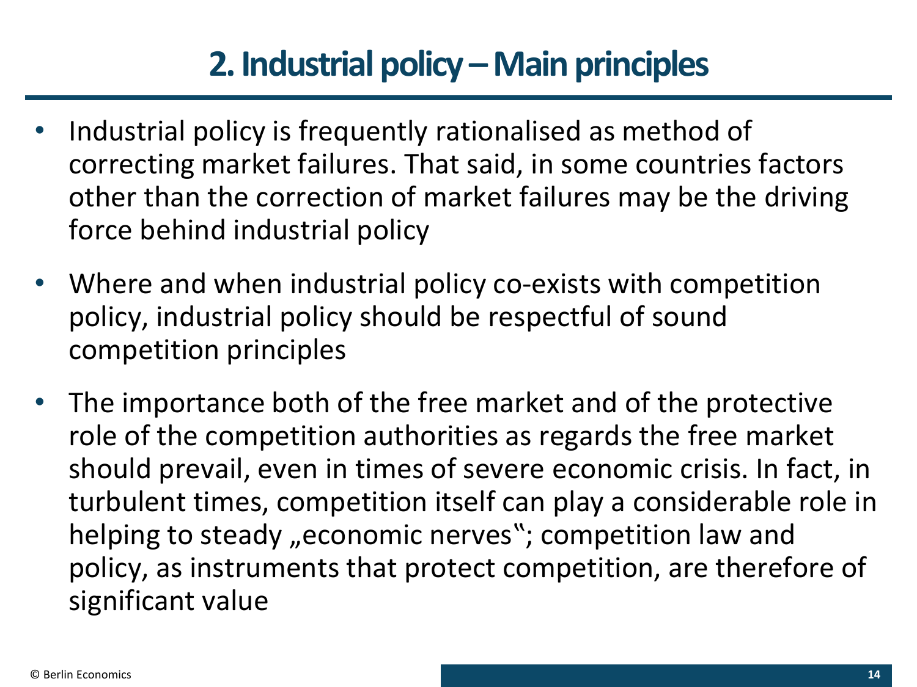# 2. Industrial policy – Main principles

- Industrial policy is frequently rationalised as method of correcting market failures. That said, in some countries factors other than the correction of market failures may be the driving force behind industrial policy
- Where and when industrial policy co-exists with competition policy, industrial policy should be respectful of sound competition principles
- The importance both of the free market and of the protective role of the competition authorities as regards the free market should prevail, even in times of severe economic crisis. In fact, in turbulent times, competition itself can play a considerable role in helping to steady „economic nerves"; competition law and policy, as instruments that protect competition, are therefore of significant value

© Berlin Economics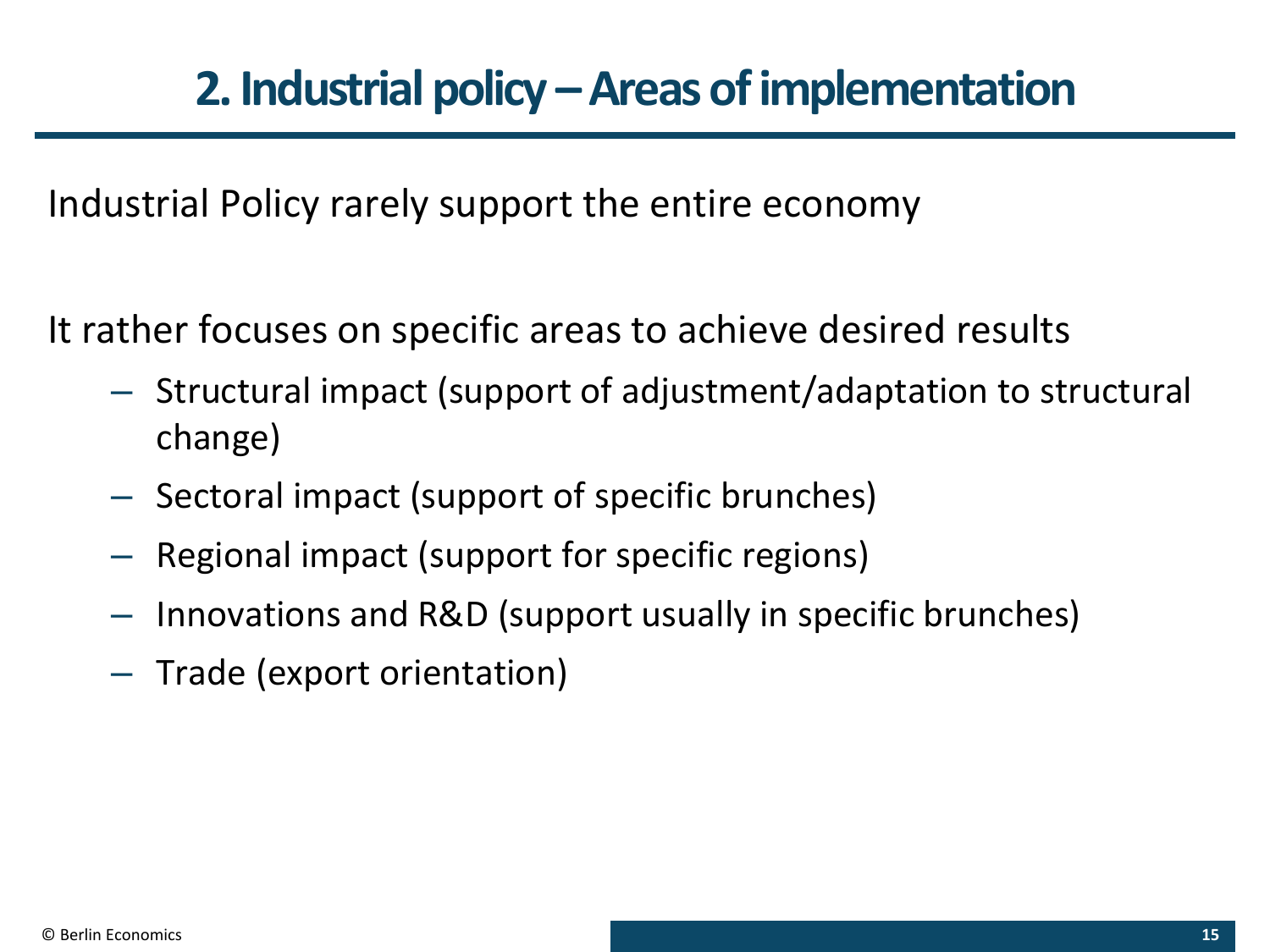# 2. Industrial policy – Areas of implementation

Industrial Policy rarely support the entire economy

It rather focuses on specific areas to achieve desired results

- Structural impact (support of adjustment/adaptation to structural change)
- Sectoral impact (support of specific brunches)
- Regional impact (support for specific regions)
- Innovations and R&D (support usually in specific brunches)
- Trade (export orientation)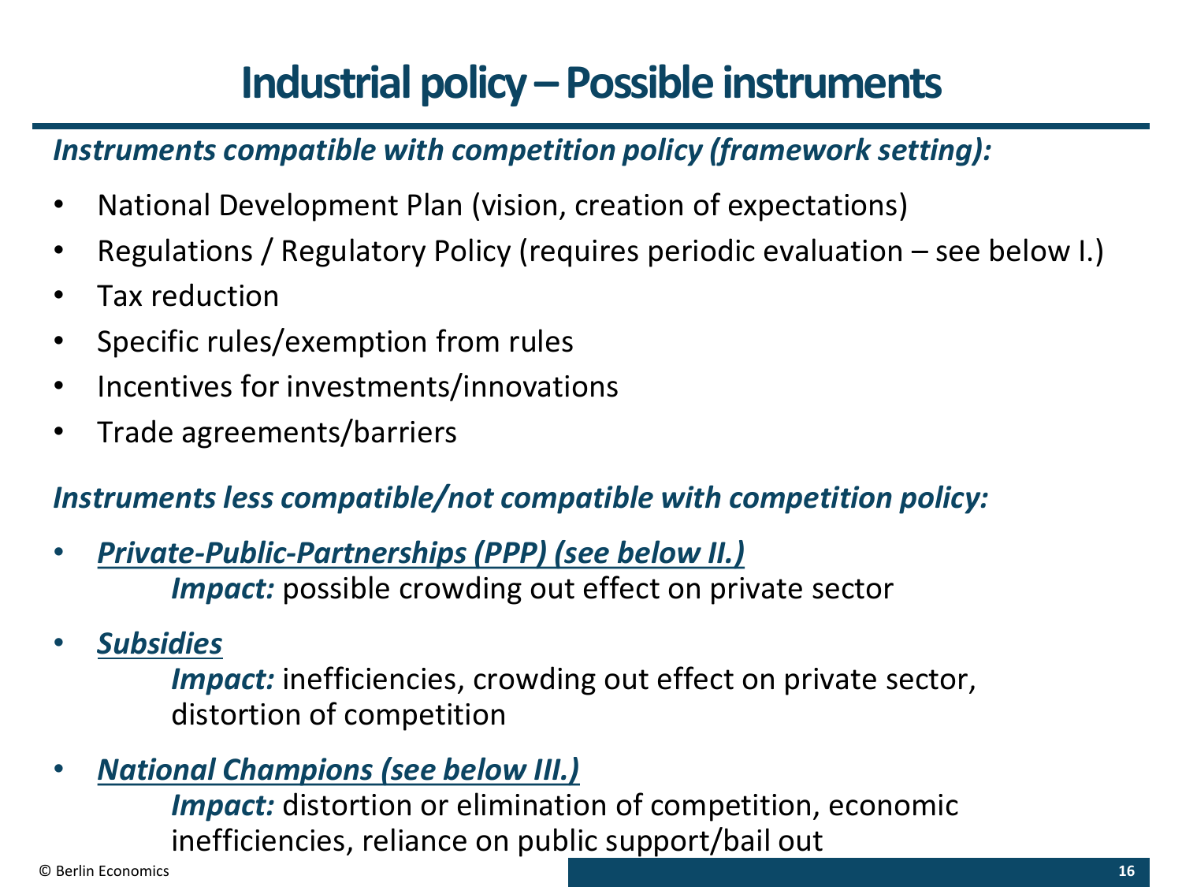# Industrial policy – Possible instruments

***Instruments compatible with competition policy (framework setting):***

- National Development Plan (vision, creation of expectations)
- Regulations / Regulatory Policy (requires periodic evaluation – see below I.)
- Tax reduction
- Specific rules/exemption from rules
- Incentives for investments/innovations
- Trade agreements/barriers

***Instruments less compatible/not compatible with competition policy:***

- ***Private-Public-Partnerships (PPP) (see below II.)***

  ***Impact:*** possible crowding out effect on private sector

- ***Subsidies***

  ***Impact:*** inefficiencies, crowding out effect on private sector, distortion of competition

- ***National Champions (see below III.)***

  ***Impact:*** distortion or elimination of competition, economic inefficiencies, reliance on public support/bail out

© Berlin Economics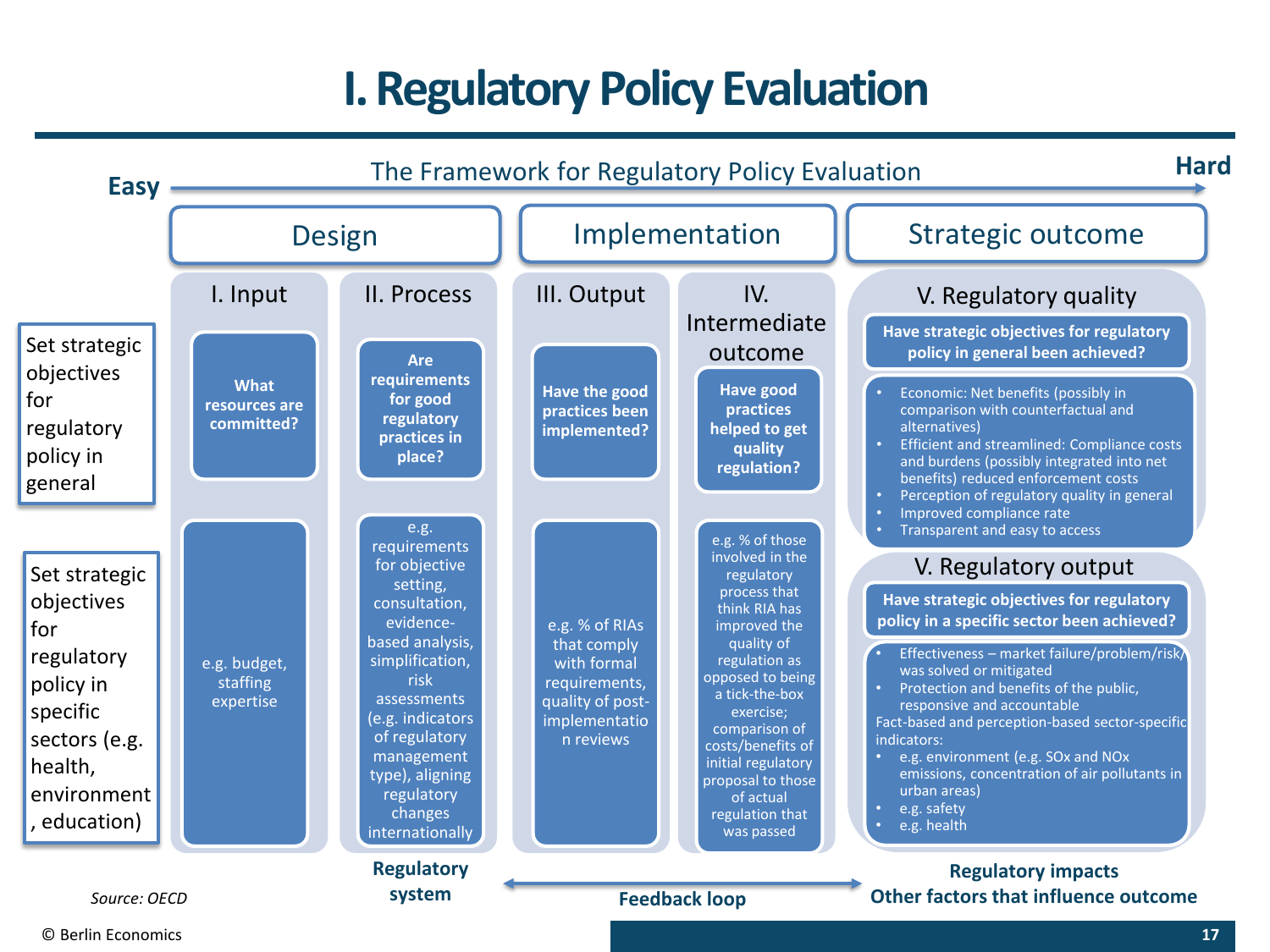# I. Regulatory Policy Evaluation

## The Framework for Regulatory Policy Evaluation

Easy → Hard

| | Design | | Implementation | | Strategic outcome |
|---|---|---|---|---|---|
| | **I. Input** | **II. Process** | **III. Output** | **IV. Intermediate outcome** | **V. Regulatory quality** |
| Set strategic objectives for regulatory policy in general | **What resources are committed?** | **Are requirements for good regulatory practices in place?** | **Have the good practices been implemented?** | **Have good practices helped to get quality regulation?** | **Have strategic objectives for regulatory policy in general been achieved?**<br>• Economic: Net benefits (possibly in comparison with counterfactual and alternatives)<br>• Efficient and streamlined: Compliance costs and burdens (possibly integrated into net benefits) reduced enforcement costs<br>• Perception of regulatory quality in general<br>• Improved compliance rate<br>• Transparent and easy to access |
| Set strategic objectives for regulatory policy in specific sectors (e.g. health, environment, education) | e.g. budget, staffing expertise | e.g. requirements for objective setting, consultation, evidence-based analysis, simplification, risk assessments (e.g. indicators of regulatory management type), aligning regulatory changes internationally | e.g. % of RIAs that comply with formal requirements, quality of post-implementation reviews | e.g. % of those involved in the regulatory process that think RIA has improved the quality of regulation as opposed to being a tick-the-box exercise; comparison of costs/benefits of initial regulatory proposal to those of actual regulation that was passed | **V. Regulatory output**<br>**Have strategic objectives for regulatory policy in a specific sector been achieved?**<br>• Effectiveness – market failure/problem/risk/ was solved or mitigated<br>• Protection and benefits of the public, responsive and accountable<br>Fact-based and perception-based sector-specific indicators:<br>• e.g. environment (e.g. SOx and NOx emissions, concentration of air pollutants in urban areas)<br>• e.g. safety<br>• e.g. health |

**Regulatory system** ← **Feedback loop** → **Regulatory impacts**
**Other factors that influence outcome**

*Source: OECD*

© Berlin Economics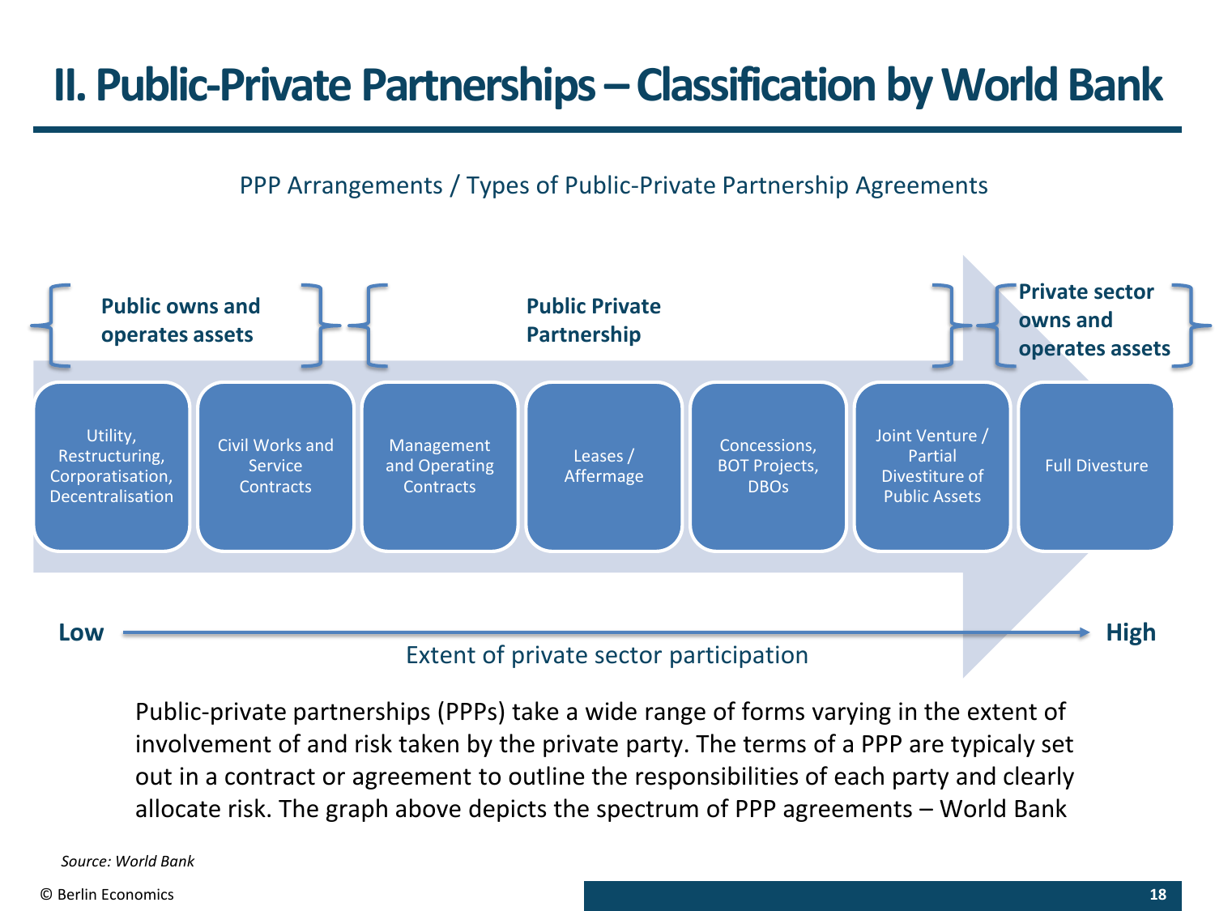# II. Public-Private Partnerships – Classification by World Bank

PPP Arrangements / Types of Public-Private Partnership Agreements

| Public owns and operates assets | | Public Private Partnership | | | | Private sector owns and operates assets |
|---|---|---|---|---|---|---|
| Utility, Restructuring, Corporatisation, Decentralisation | Civil Works and Service Contracts | Management and Operating Contracts | Leases / Affermage | Concessions, BOT Projects, DBOs | Joint Venture / Partial Divestiture of Public Assets | Full Divesture |

**Low** → **High**

Extent of private sector participation

Public-private partnerships (PPPs) take a wide range of forms varying in the extent of involvement of and risk taken by the private party. The terms of a PPP are typicaly set out in a contract or agreement to outline the responsibilities of each party and clearly allocate risk. The graph above depicts the spectrum of PPP agreements – World Bank

*Source: World Bank*

© Berlin Economics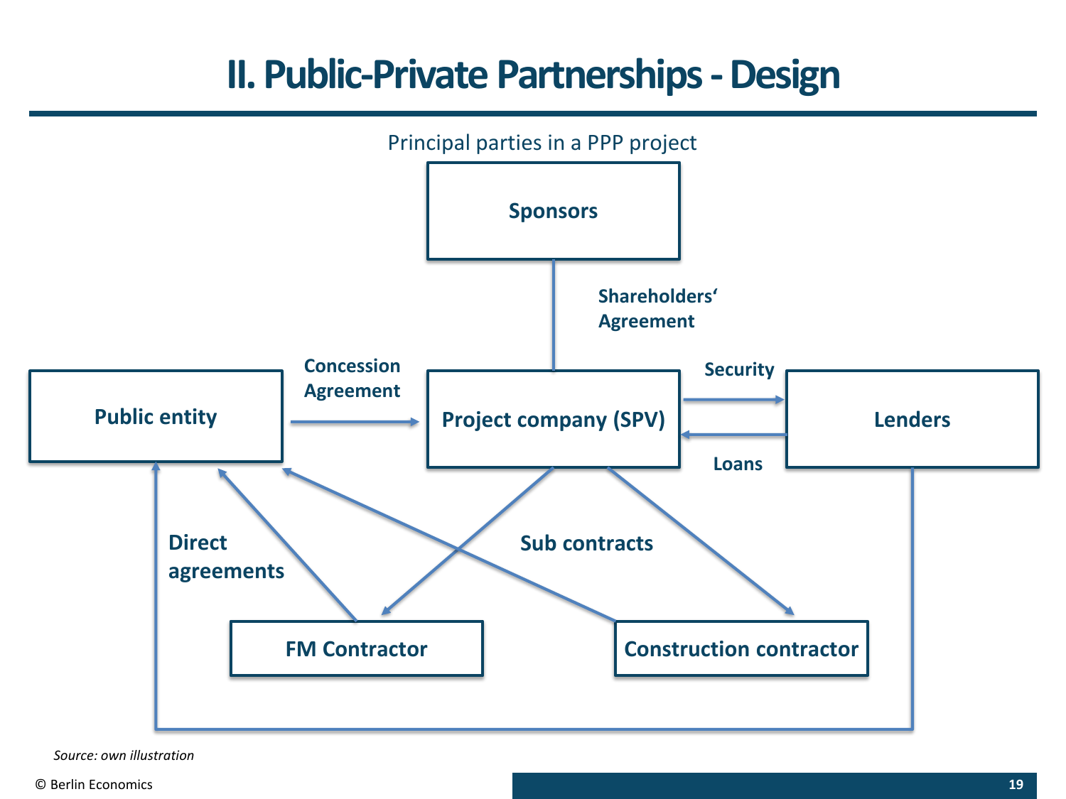# II. Public-Private Partnerships - Design

Principal parties in a PPP project

Sponsors

Shareholders' Agreement

Public entity

Concession Agreement

Project company (SPV)

Security

Loans

Lenders

Direct agreements

Sub contracts

FM Contractor

Construction contractor

*Source: own illustration*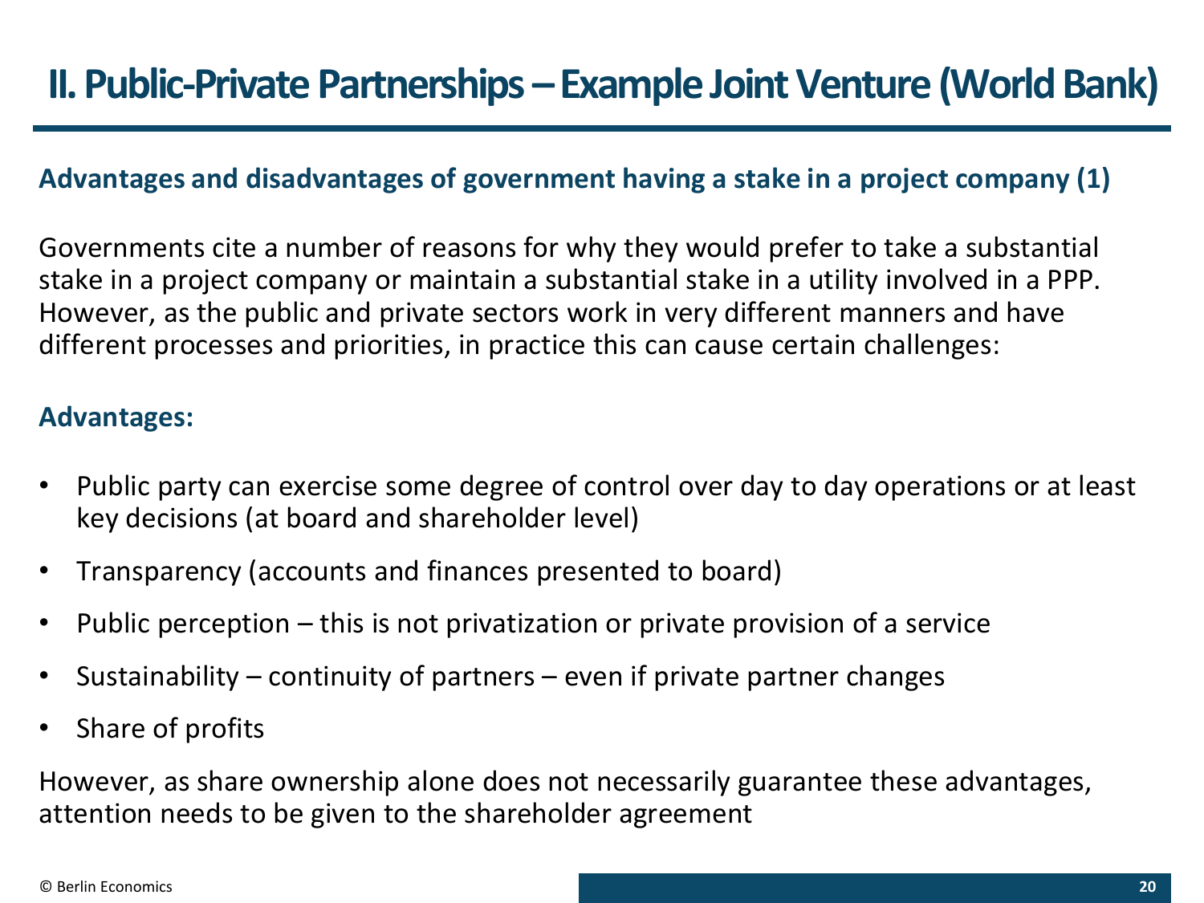# II. Public-Private Partnerships – Example Joint Venture (World Bank)

## Advantages and disadvantages of government having a stake in a project company (1)

Governments cite a number of reasons for why they would prefer to take a substantial stake in a project company or maintain a substantial stake in a utility involved in a PPP. However, as the public and private sectors work in very different manners and have different processes and priorities, in practice this can cause certain challenges:

### Advantages:

- Public party can exercise some degree of control over day to day operations or at least key decisions (at board and shareholder level)
- Transparency (accounts and finances presented to board)
- Public perception – this is not privatization or private provision of a service
- Sustainability – continuity of partners – even if private partner changes
- Share of profits

However, as share ownership alone does not necessarily guarantee these advantages, attention needs to be given to the shareholder agreement

© Berlin Economics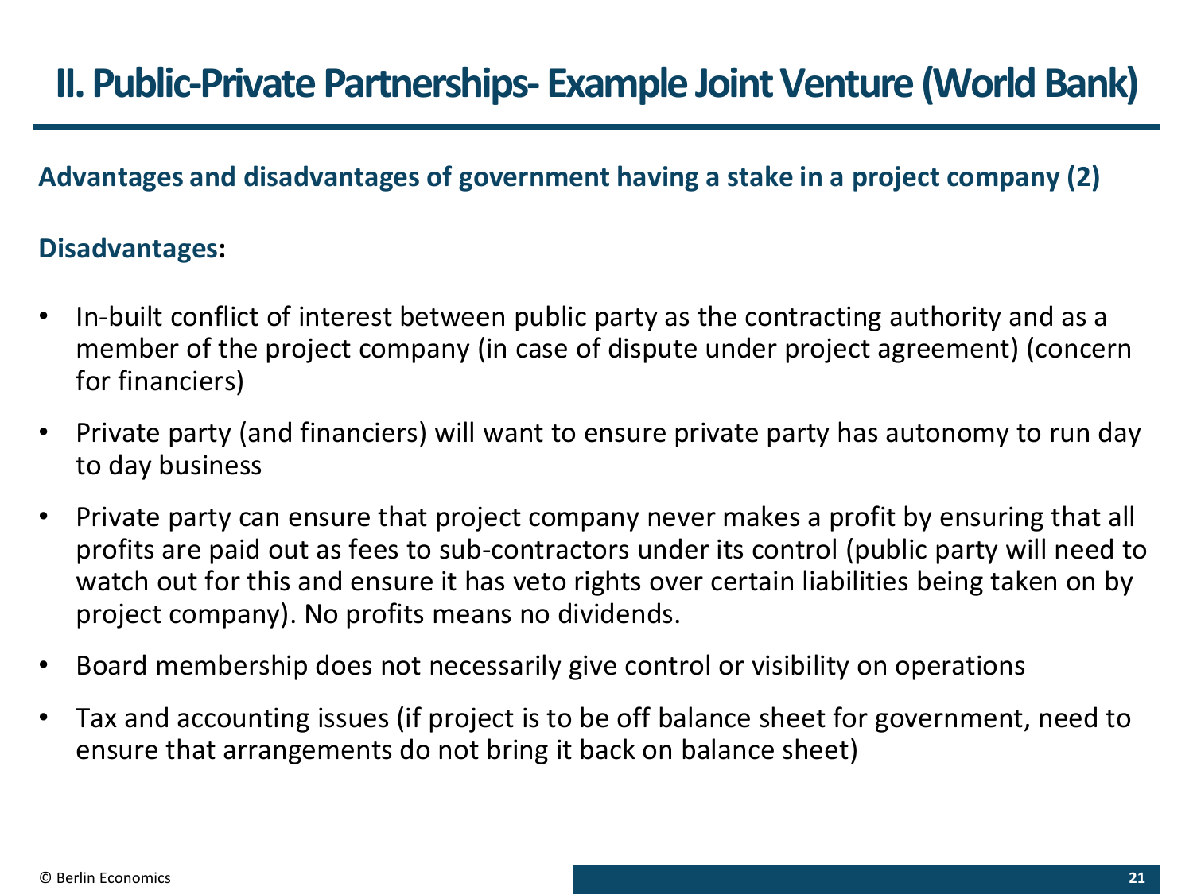# II. Public-Private Partnerships- Example Joint Venture (World Bank)

**Advantages and disadvantages of government having a stake in a project company (2)**

**Disadvantages:**

- In-built conflict of interest between public party as the contracting authority and as a member of the project company (in case of dispute under project agreement) (concern for financiers)
- Private party (and financiers) will want to ensure private party has autonomy to run day to day business
- Private party can ensure that project company never makes a profit by ensuring that all profits are paid out as fees to sub-contractors under its control (public party will need to watch out for this and ensure it has veto rights over certain liabilities being taken on by project company). No profits means no dividends.
- Board membership does not necessarily give control or visibility on operations
- Tax and accounting issues (if project is to be off balance sheet for government, need to ensure that arrangements do not bring it back on balance sheet)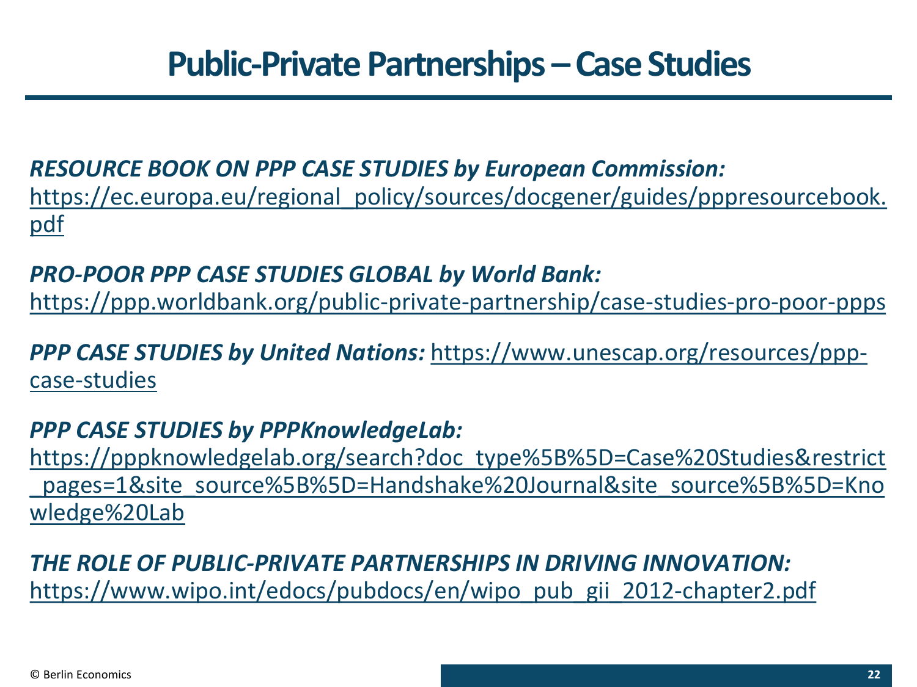# Public-Private Partnerships – Case Studies

***RESOURCE BOOK ON PPP CASE STUDIES by European Commission:***
https://ec.europa.eu/regional_policy/sources/docgener/guides/pppresourcebook.pdf

***PRO-POOR PPP CASE STUDIES GLOBAL by World Bank:***
https://ppp.worldbank.org/public-private-partnership/case-studies-pro-poor-ppps

***PPP CASE STUDIES by United Nations:*** https://www.unescap.org/resources/ppp-case-studies

***PPP CASE STUDIES by PPPKnowledgeLab:***
https://pppknowledgelab.org/search?doc_type%5B%5D=Case%20Studies&restrict_pages=1&site_source%5B%5D=Handshake%20Journal&site_source%5B%5D=Knowledge%20Lab

***THE ROLE OF PUBLIC-PRIVATE PARTNERSHIPS IN DRIVING INNOVATION:***
https://www.wipo.int/edocs/pubdocs/en/wipo_pub_gii_2012-chapter2.pdf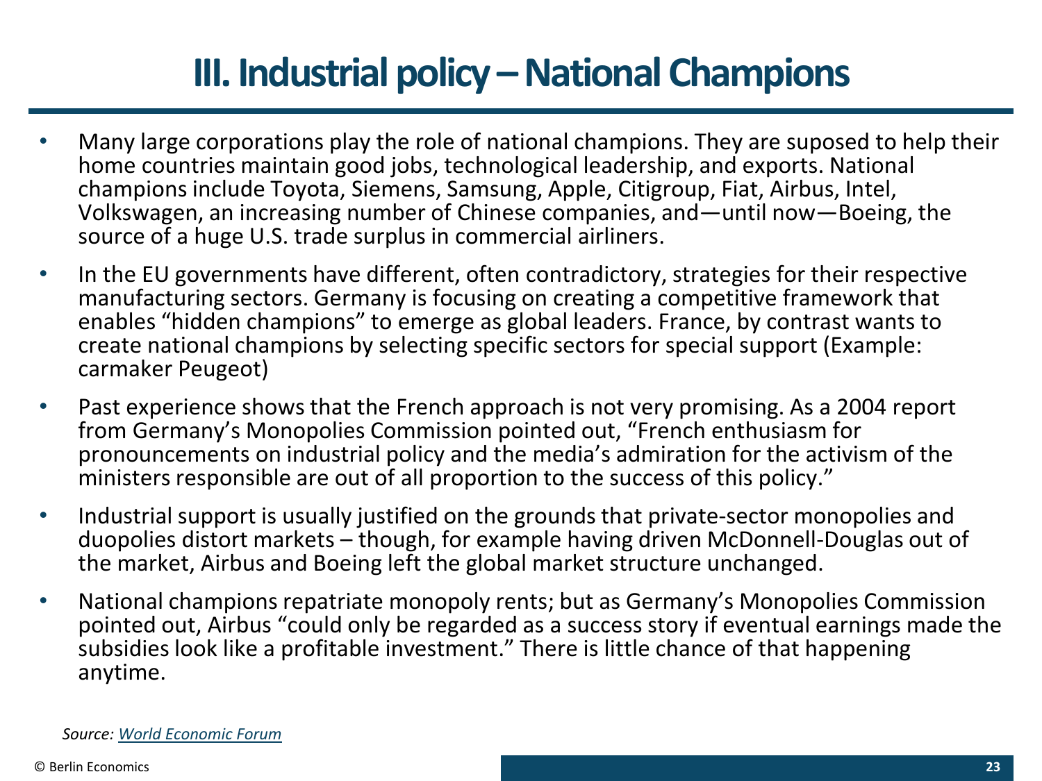# III. Industrial policy – National Champions

- Many large corporations play the role of national champions. They are suposed to help their home countries maintain good jobs, technological leadership, and exports. National champions include Toyota, Siemens, Samsung, Apple, Citigroup, Fiat, Airbus, Intel, Volkswagen, an increasing number of Chinese companies, and—until now—Boeing, the source of a huge U.S. trade surplus in commercial airliners.
- In the EU governments have different, often contradictory, strategies for their respective manufacturing sectors. Germany is focusing on creating a competitive framework that enables "hidden champions" to emerge as global leaders. France, by contrast wants to create national champions by selecting specific sectors for special support (Example: carmaker Peugeot)
- Past experience shows that the French approach is not very promising. As a 2004 report from Germany's Monopolies Commission pointed out, "French enthusiasm for pronouncements on industrial policy and the media's admiration for the activism of the ministers responsible are out of all proportion to the success of this policy."
- Industrial support is usually justified on the grounds that private-sector monopolies and duopolies distort markets – though, for example having driven McDonnell-Douglas out of the market, Airbus and Boeing left the global market structure unchanged.
- National champions repatriate monopoly rents; but as Germany's Monopolies Commission pointed out, Airbus "could only be regarded as a success story if eventual earnings made the subsidies look like a profitable investment." There is little chance of that happening anytime.

*Source: World Economic Forum*

© Berlin Economics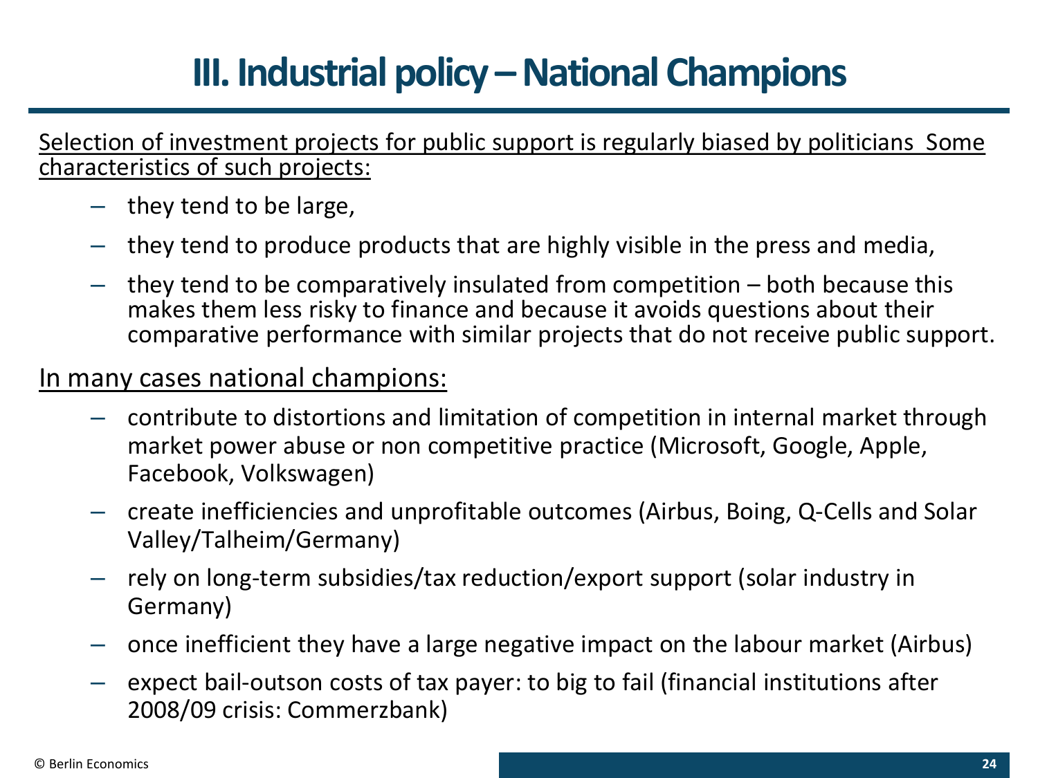# III. Industrial policy – National Champions

Selection of investment projects for public support is regularly biased by politicians Some characteristics of such projects:

- they tend to be large,
- they tend to produce products that are highly visible in the press and media,
- they tend to be comparatively insulated from competition – both because this makes them less risky to finance and because it avoids questions about their comparative performance with similar projects that do not receive public support.

In many cases national champions:

- contribute to distortions and limitation of competition in internal market through market power abuse or non competitive practice (Microsoft, Google, Apple, Facebook, Volkswagen)
- create inefficiencies and unprofitable outcomes (Airbus, Boing, Q-Cells and Solar Valley/Talheim/Germany)
- rely on long-term subsidies/tax reduction/export support (solar industry in Germany)
- once inefficient they have a large negative impact on the labour market (Airbus)
- expect bail-outson costs of tax payer: to big to fail (financial institutions after 2008/09 crisis: Commerzbank)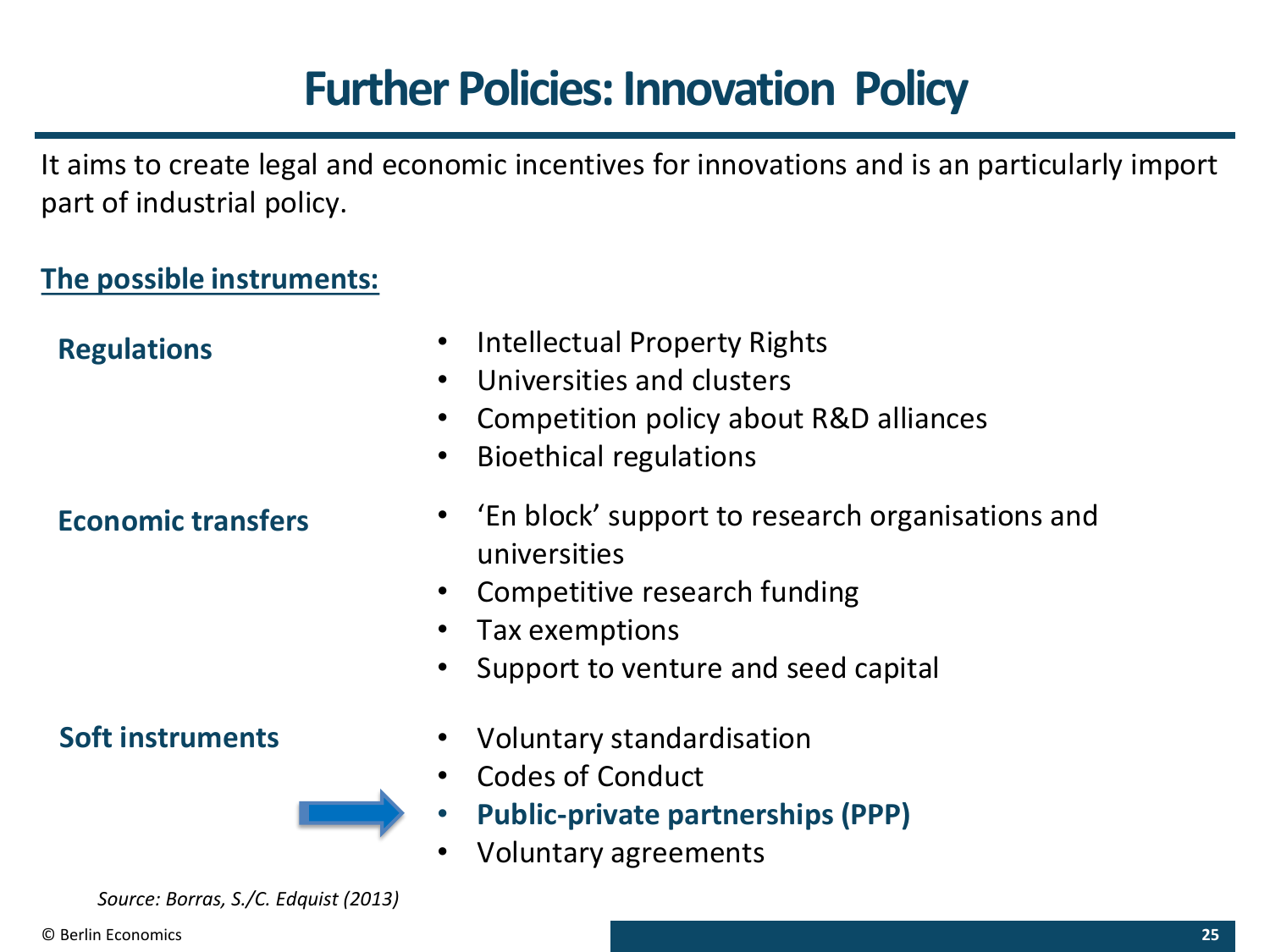# Further Policies: Innovation Policy

It aims to create legal and economic incentives for innovations and is an particularly import part of industrial policy.

**The possible instruments:**

**Regulations**

- Intellectual Property Rights
- Universities and clusters
- Competition policy about R&D alliances
- Bioethical regulations

**Economic transfers**

- 'En block' support to research organisations and universities
- Competitive research funding
- Tax exemptions
- Support to venture and seed capital

**Soft instruments**

- Voluntary standardisation
- Codes of Conduct
- **Public-private partnerships (PPP)**
- Voluntary agreements

*Source: Borras, S./C. Edquist (2013)*

© Berlin Economics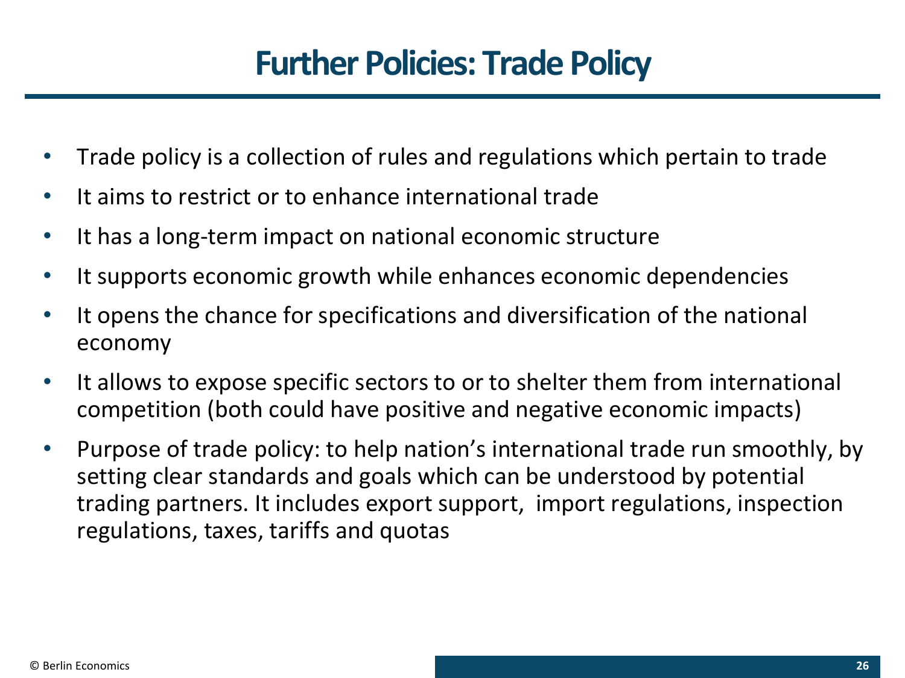# Further Policies: Trade Policy

- Trade policy is a collection of rules and regulations which pertain to trade
- It aims to restrict or to enhance international trade
- It has a long-term impact on national economic structure
- It supports economic growth while enhances economic dependencies
- It opens the chance for specifications and diversification of the national economy
- It allows to expose specific sectors to or to shelter them from international competition (both could have positive and negative economic impacts)
- Purpose of trade policy: to help nation's international trade run smoothly, by setting clear standards and goals which can be understood by potential trading partners. It includes export support, import regulations, inspection regulations, taxes, tariffs and quotas

© Berlin Economics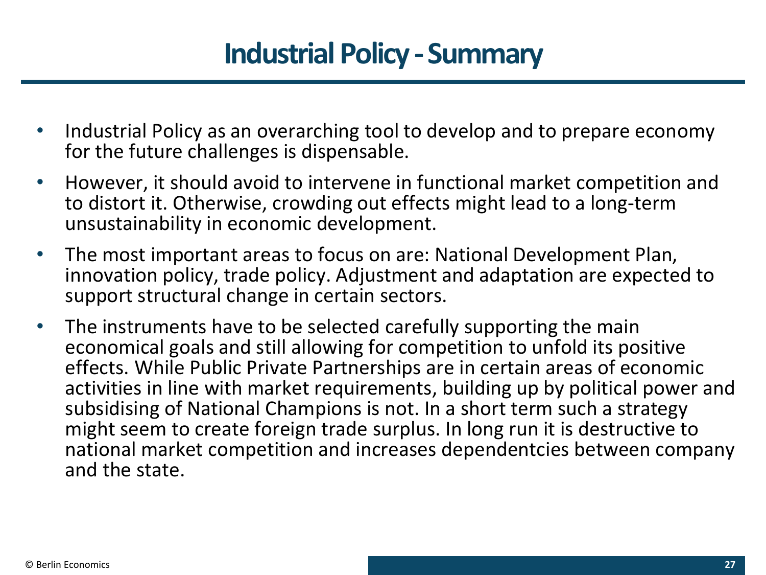# Industrial Policy - Summary

- Industrial Policy as an overarching tool to develop and to prepare economy for the future challenges is dispensable.
- However, it should avoid to intervene in functional market competition and to distort it. Otherwise, crowding out effects might lead to a long-term unsustainability in economic development.
- The most important areas to focus on are: National Development Plan, innovation policy, trade policy. Adjustment and adaptation are expected to support structural change in certain sectors.
- The instruments have to be selected carefully supporting the main economical goals and still allowing for competition to unfold its positive effects. While Public Private Partnerships are in certain areas of economic activities in line with market requirements, building up by political power and subsidising of National Champions is not. In a short term such a strategy might seem to create foreign trade surplus. In long run it is destructive to national market competition and increases dependentcies between company and the state.

© Berlin Economics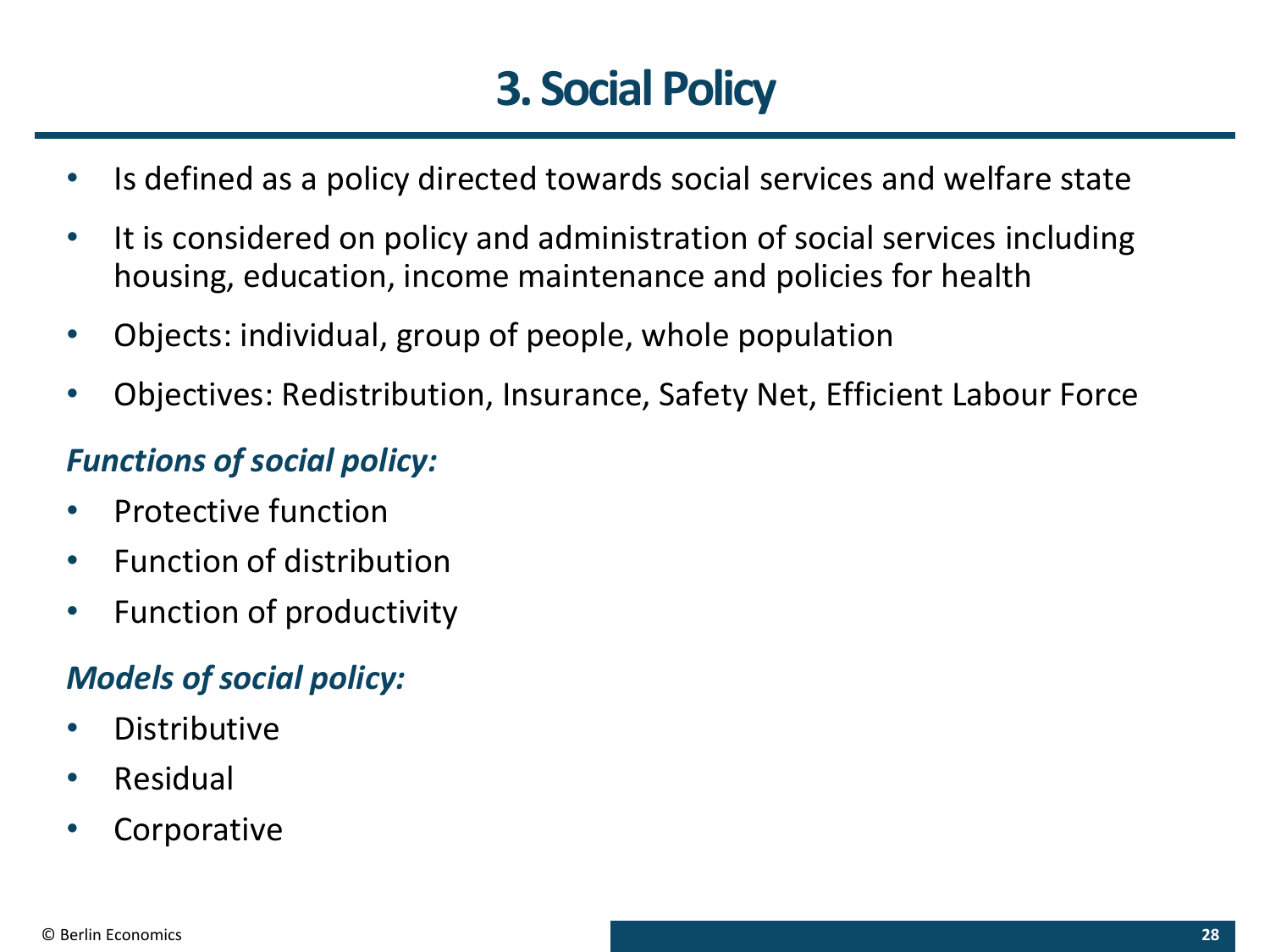# 3. Social Policy

- Is defined as a policy directed towards social services and welfare state
- It is considered on policy and administration of social services including housing, education, income maintenance and policies for health
- Objects: individual, group of people, whole population
- Objectives: Redistribution, Insurance, Safety Net, Efficient Labour Force

***Functions of social policy:***

- Protective function
- Function of distribution
- Function of productivity

***Models of social policy:***

- Distributive
- Residual
- Corporative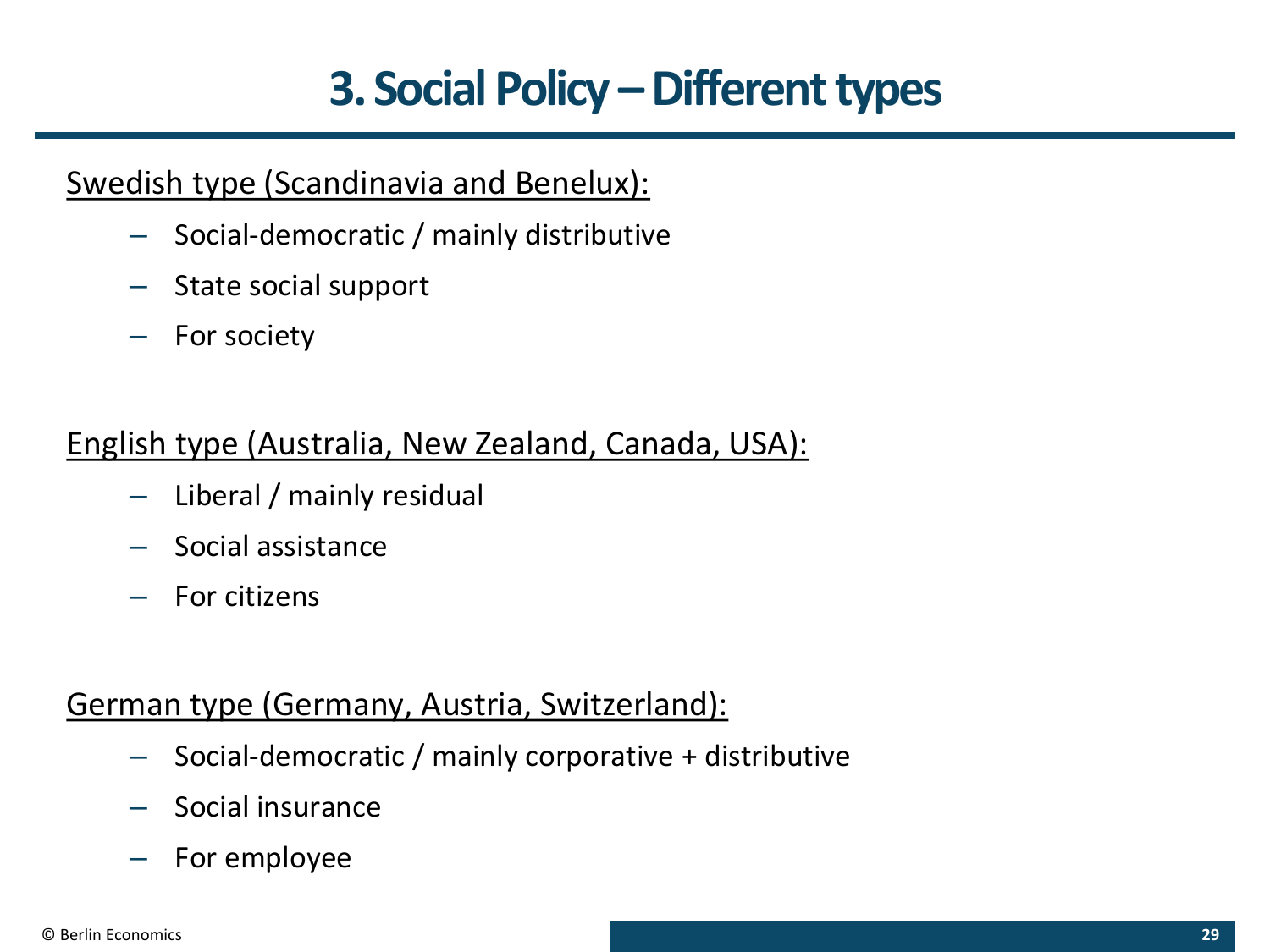# 3. Social Policy – Different types

<u>Swedish type (Scandinavia and Benelux):</u>

- Social-democratic / mainly distributive
- State social support
- For society

<u>English type (Australia, New Zealand, Canada, USA):</u>

- Liberal / mainly residual
- Social assistance
- For citizens

<u>German type (Germany, Austria, Switzerland):</u>

- Social-democratic / mainly corporative + distributive
- Social insurance
- For employee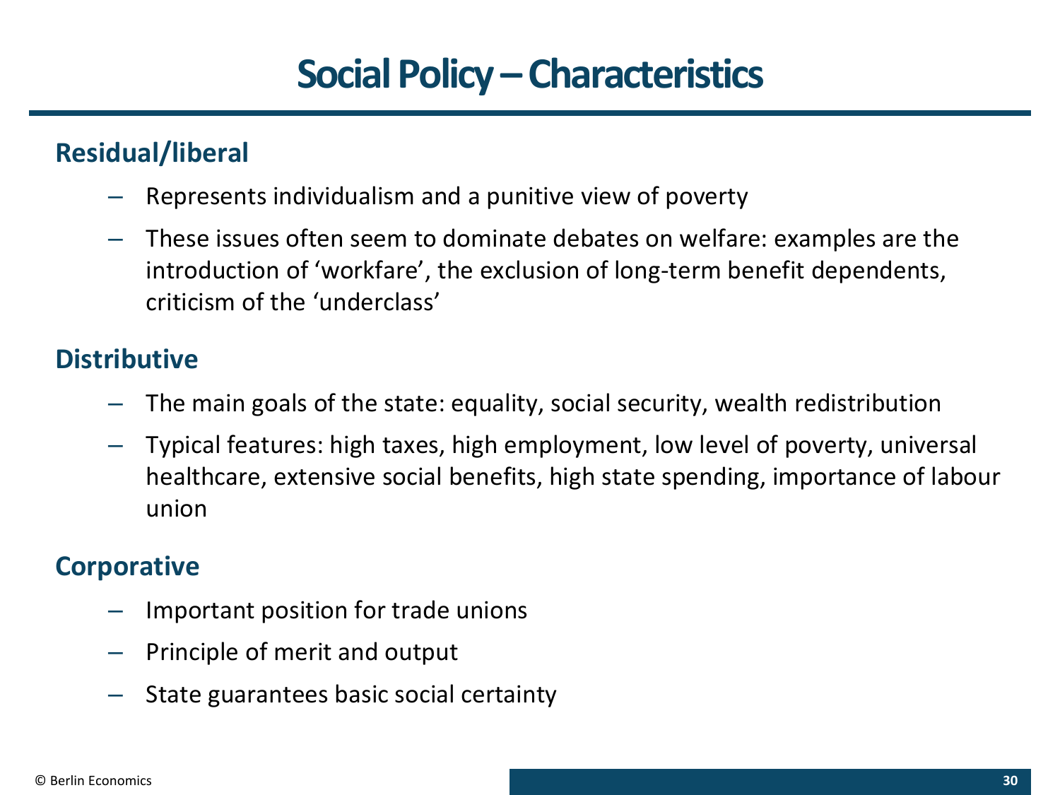# Social Policy – Characteristics

## Residual/liberal

- Represents individualism and a punitive view of poverty
- These issues often seem to dominate debates on welfare: examples are the introduction of ‘workfare’, the exclusion of long-term benefit dependents, criticism of the ‘underclass’

## Distributive

- The main goals of the state: equality, social security, wealth redistribution
- Typical features: high taxes, high employment, low level of poverty, universal healthcare, extensive social benefits, high state spending, importance of labour union

## Corporative

- Important position for trade unions
- Principle of merit and output
- State guarantees basic social certainty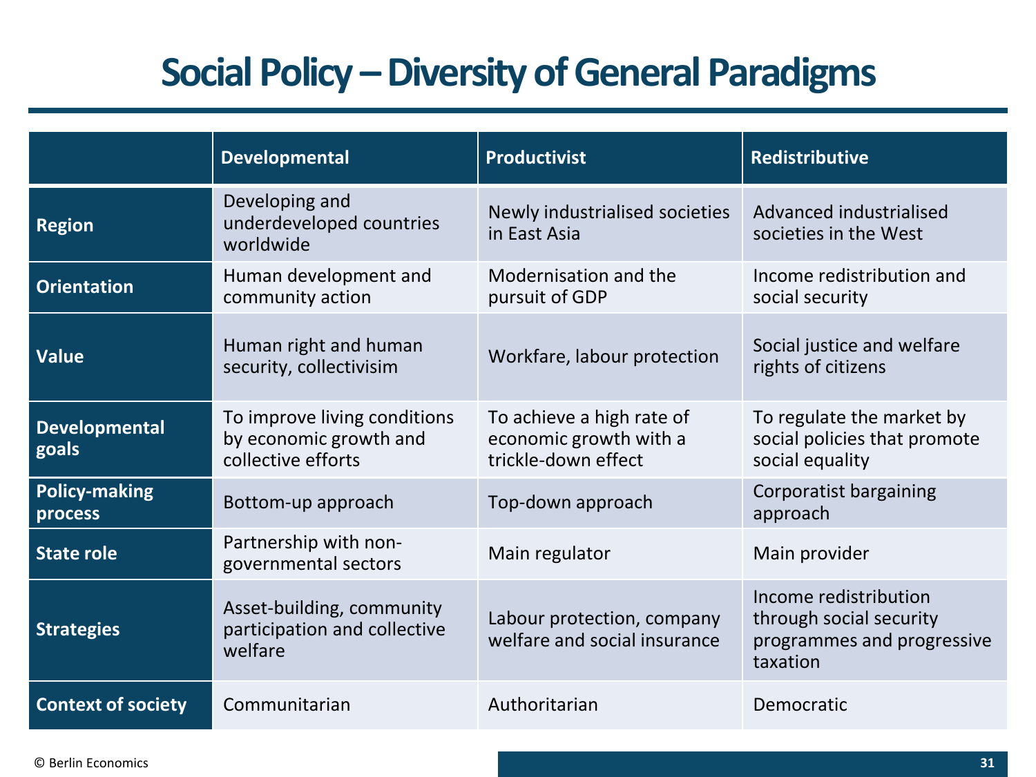# Social Policy – Diversity of General Paradigms

| | Developmental | Productivist | Redistributive |
|---|---|---|---|
| **Region** | Developing and underdeveloped countries worldwide | Newly industrialised societies in East Asia | Advanced industrialised societies in the West |
| **Orientation** | Human development and community action | Modernisation and the pursuit of GDP | Income redistribution and social security |
| **Value** | Human right and human security, collectivisim | Workfare, labour protection | Social justice and welfare rights of citizens |
| **Developmental goals** | To improve living conditions by economic growth and collective efforts | To achieve a high rate of economic growth with a trickle-down effect | To regulate the market by social policies that promote social equality |
| **Policy-making process** | Bottom-up approach | Top-down approach | Corporatist bargaining approach |
| **State role** | Partnership with non-governmental sectors | Main regulator | Main provider |
| **Strategies** | Asset-building, community participation and collective welfare | Labour protection, company welfare and social insurance | Income redistribution through social security programmes and progressive taxation |
| **Context of society** | Communitarian | Authoritarian | Democratic |

© Berlin Economics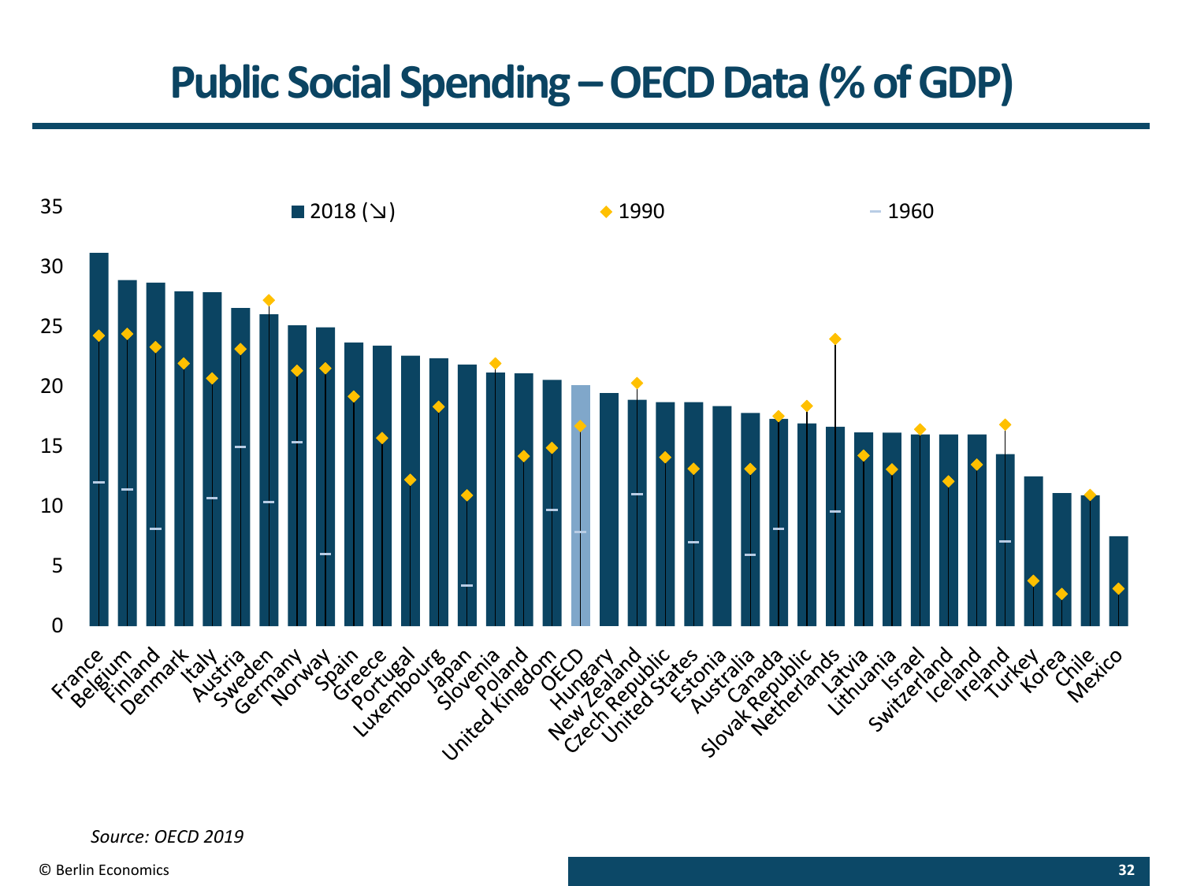# Public Social Spending – OECD Data (% of GDP)

*Source: OECD 2019*

© Berlin Economics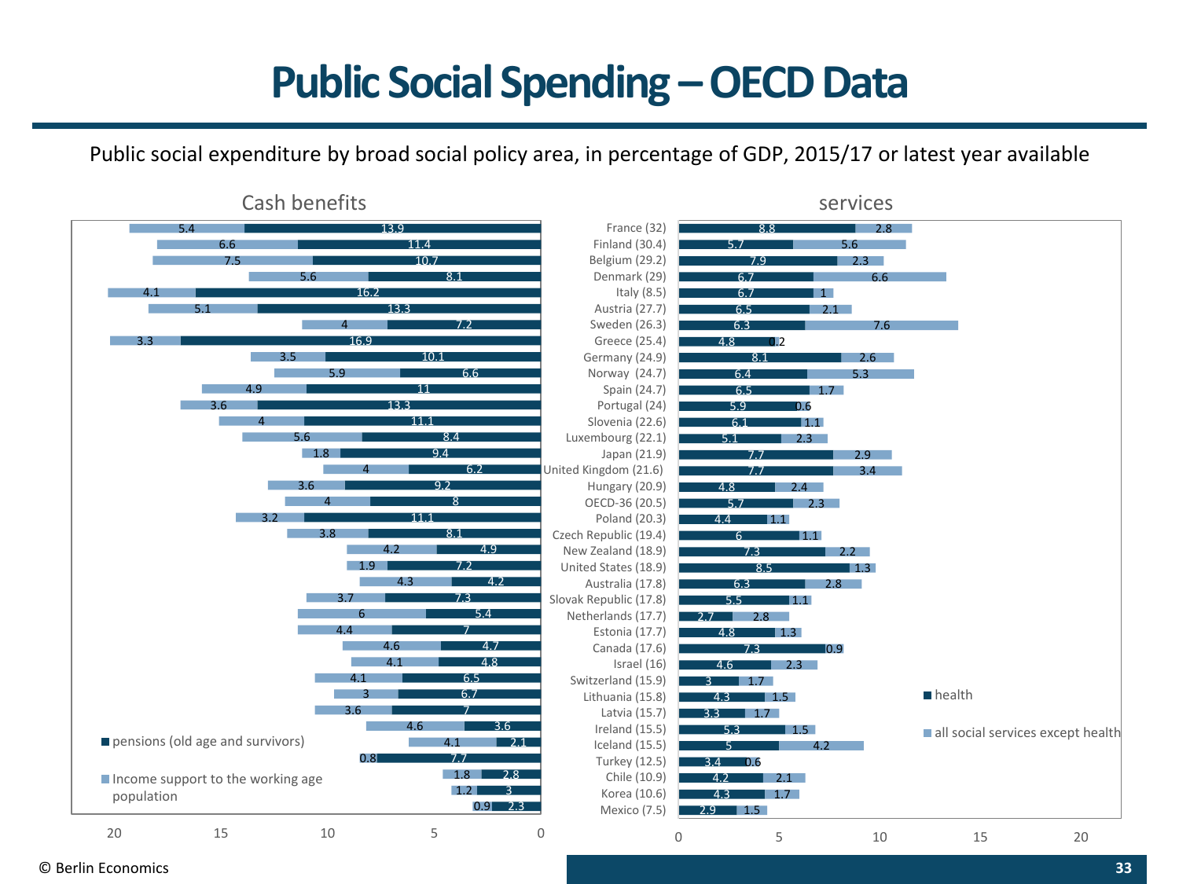# Public Social Spending – OECD Data

Public social expenditure by broad social policy area, in percentage of GDP, 2015/17 or latest year available

| Country (total) | Cash benefits: pensions (old age and survivors) | Cash benefits: Income support to the working age population | Services: health | Services: all social services except health |
|---|---|---|---|---|
| France (32) | 13.9 | 5.4 | 8.8 | 2.8 |
| Finland (30.4) | 11.4 | 6.6 | 5.7 | 5.6 |
| Belgium (29.2) | 10.7 | 7.5 | 7.9 | 2.3 |
| Denmark (29) | 8.1 | 5.6 | 6.7 | 6.6 |
| Italy (8.5) | 16.2 | 4.1 | 6.7 | 1 |
| Austria (27.7) | 13.3 | 5.1 | 6.5 | 2.1 |
| Sweden (26.3) | 7.2 | 4 | 6.3 | 7.6 |
| Greece (25.4) | 16.9 | 3.3 | 4.8 | 0.2 |
| Germany (24.9) | 10.1 | 3.5 | 8.1 | 2.6 |
| Norway (24.7) | 6.6 | 5.9 | 6.4 | 5.3 |
| Spain (24.7) | 11 | 4.9 | 6.5 | 1.7 |
| Portugal (24) | 13.3 | 3.6 | 5.9 | 0.6 |
| Slovenia (22.6) | 11.1 | 4 | 6.1 | 1.1 |
| Luxembourg (22.1) | 8.4 | 5.6 | 5.1 | 2.3 |
| Japan (21.9) | 9.4 | 1.8 | 7.7 | 2.9 |
| United Kingdom (21.6) | 6.2 | 4 | 7.7 | 3.4 |
| Hungary (20.9) | 9.2 | 3.6 | 4.8 | 2.4 |
| OECD-36 (20.5) | 8 | 4 | 5.7 | 2.3 |
| Poland (20.3) | 11.1 | 3.2 | 4.4 | 1.1 |
| Czech Republic (19.4) | 8.1 | 3.8 | 6 | 1.1 |
| New Zealand (18.9) | 4.9 | 4.2 | 7.3 | 2.2 |
| United States (18.9) | 7.2 | 1.9 | 8.5 | 1.3 |
| Australia (17.8) | 4.2 | 4.3 | 6.3 | 2.8 |
| Slovak Republic (17.8) | 7.3 | 3.7 | 5.5 | 1.1 |
| Netherlands (17.7) | 5.4 | 6 | 2.7 | 2.8 |
| Estonia (17.7) | 7 | 4.4 | 4.8 | 1.3 |
| Canada (17.6) | 4.7 | 4.6 | 7.3 | 0.9 |
| Israel (16) | 4.8 | 4.1 | 4.6 | 2.3 |
| Switzerland (15.9) | 6.5 | 4.1 | 3 | 1.7 |
| Lithuania (15.8) | 6.7 | 3 | 4.3 | 1.5 |
| Latvia (15.7) | 7 | 3.6 | 3.3 | 1.7 |
| Ireland (15.5) | 3.6 | 4.6 | 5.3 | 1.5 |
| Iceland (15.5) | 2.1 | 4.1 | 5 | 4.2 |
| Turkey (12.5) | 7.7 | 0.8 | 3.4 | 0.6 |
| Chile (10.9) | 2.8 | 1.8 | 4.2 | 2.1 |
| Korea (10.6) | 3 | 1.2 | 4.3 | 1.7 |
| Mexico (7.5) | 2.3 | 0.9 | 2.9 | 1.5 |

© Berlin Economics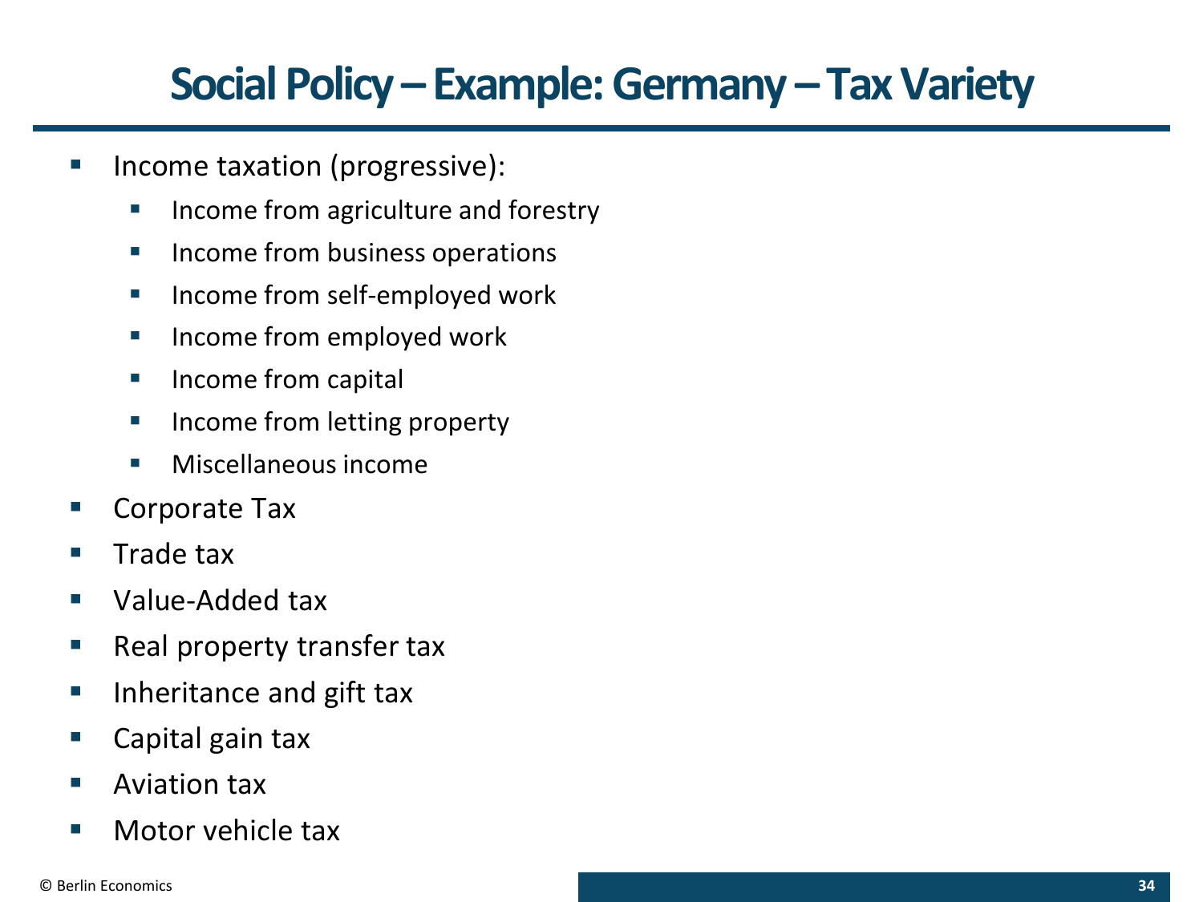# Social Policy – Example: Germany – Tax Variety

- Income taxation (progressive):
  - Income from agriculture and forestry
  - Income from business operations
  - Income from self-employed work
  - Income from employed work
  - Income from capital
  - Income from letting property
  - Miscellaneous income
- Corporate Tax
- Trade tax
- Value-Added tax
- Real property transfer tax
- Inheritance and gift tax
- Capital gain tax
- Aviation tax
- Motor vehicle tax

© Berlin Economics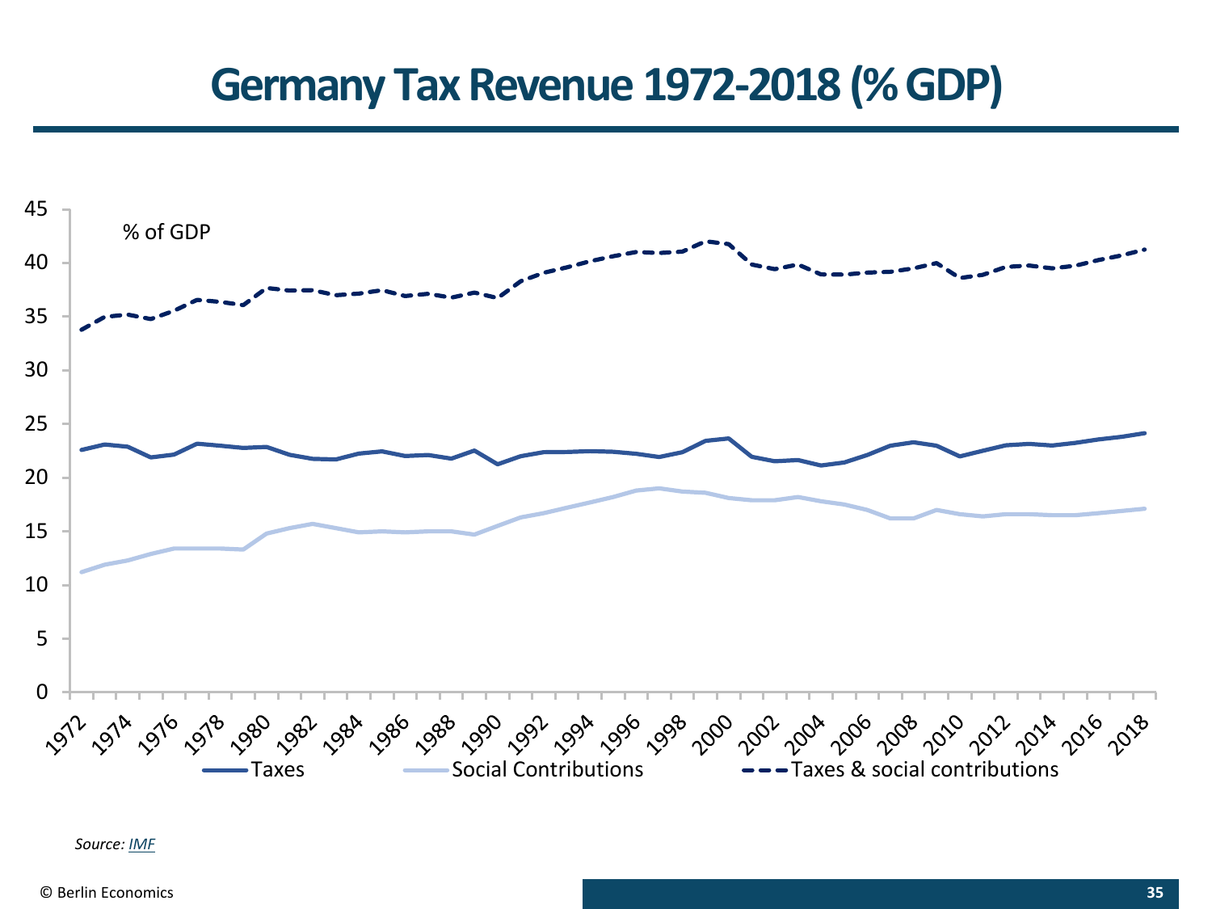# Germany Tax Revenue 1972-2018 (% GDP)

% of GDP

Taxes | Social Contributions | Taxes & social contributions

*Source: IMF*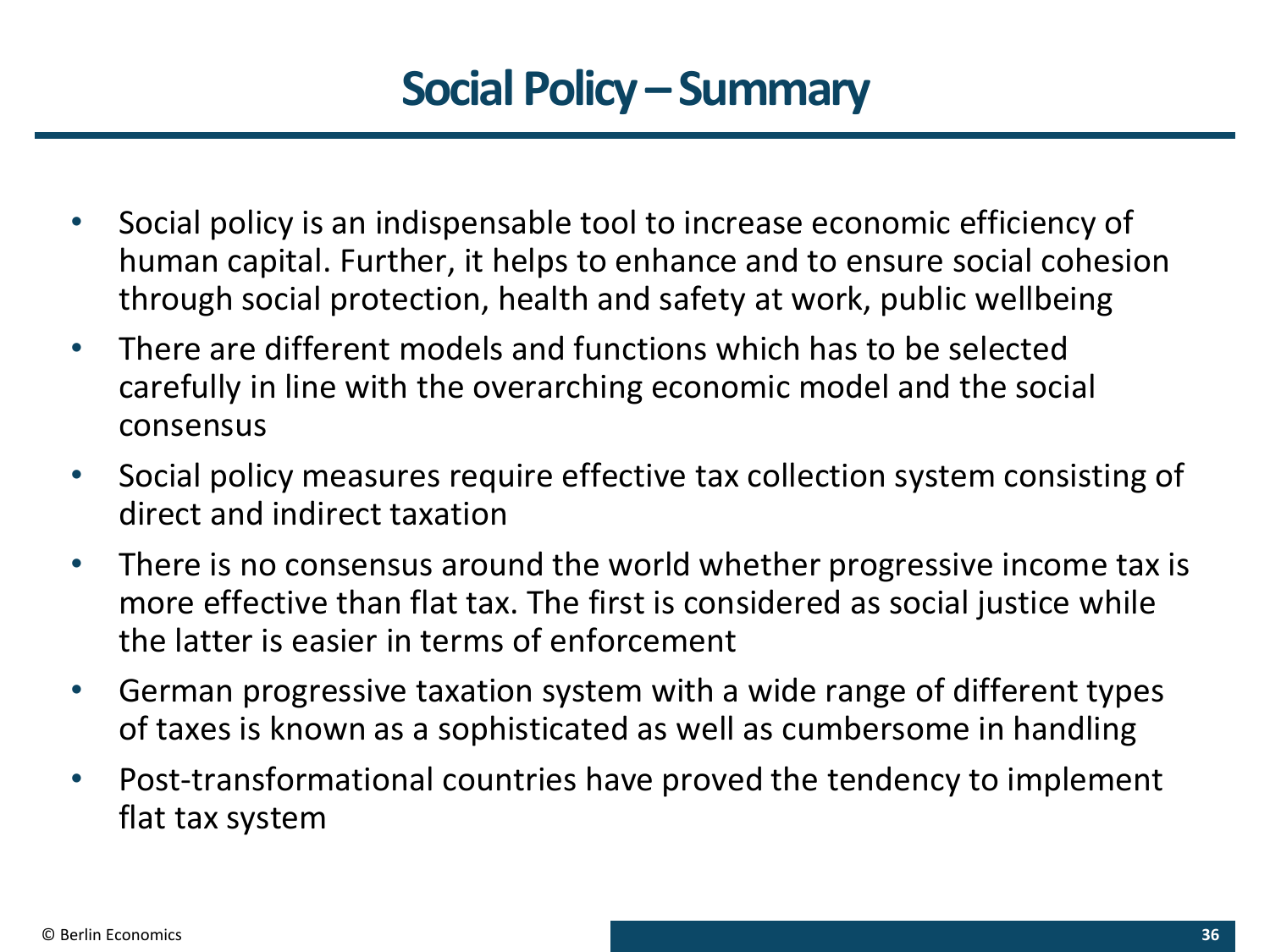# Social Policy – Summary

- Social policy is an indispensable tool to increase economic efficiency of human capital. Further, it helps to enhance and to ensure social cohesion through social protection, health and safety at work, public wellbeing
- There are different models and functions which has to be selected carefully in line with the overarching economic model and the social consensus
- Social policy measures require effective tax collection system consisting of direct and indirect taxation
- There is no consensus around the world whether progressive income tax is more effective than flat tax. The first is considered as social justice while the latter is easier in terms of enforcement
- German progressive taxation system with a wide range of different types of taxes is known as a sophisticated as well as cumbersome in handling
- Post-transformational countries have proved the tendency to implement flat tax system

© Berlin Economics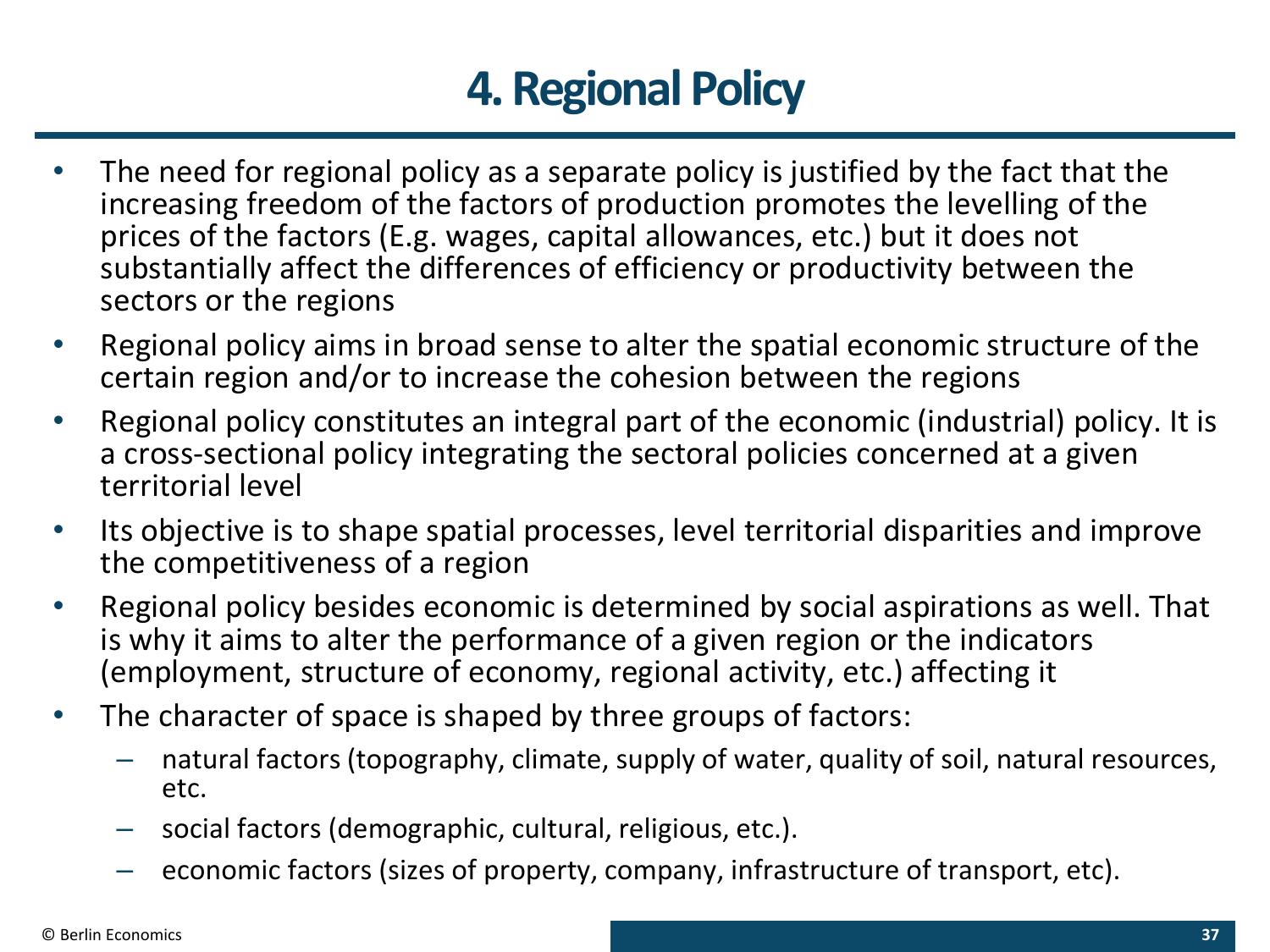# 4. Regional Policy

- The need for regional policy as a separate policy is justified by the fact that the increasing freedom of the factors of production promotes the levelling of the prices of the factors (E.g. wages, capital allowances, etc.) but it does not substantially affect the differences of efficiency or productivity between the sectors or the regions
- Regional policy aims in broad sense to alter the spatial economic structure of the certain region and/or to increase the cohesion between the regions
- Regional policy constitutes an integral part of the economic (industrial) policy. It is a cross-sectional policy integrating the sectoral policies concerned at a given territorial level
- Its objective is to shape spatial processes, level territorial disparities and improve the competitiveness of a region
- Regional policy besides economic is determined by social aspirations as well. That is why it aims to alter the performance of a given region or the indicators (employment, structure of economy, regional activity, etc.) affecting it
- The character of space is shaped by three groups of factors:
  - natural factors (topography, climate, supply of water, quality of soil, natural resources, etc.
  - social factors (demographic, cultural, religious, etc.).
  - economic factors (sizes of property, company, infrastructure of transport, etc).

© Berlin Economics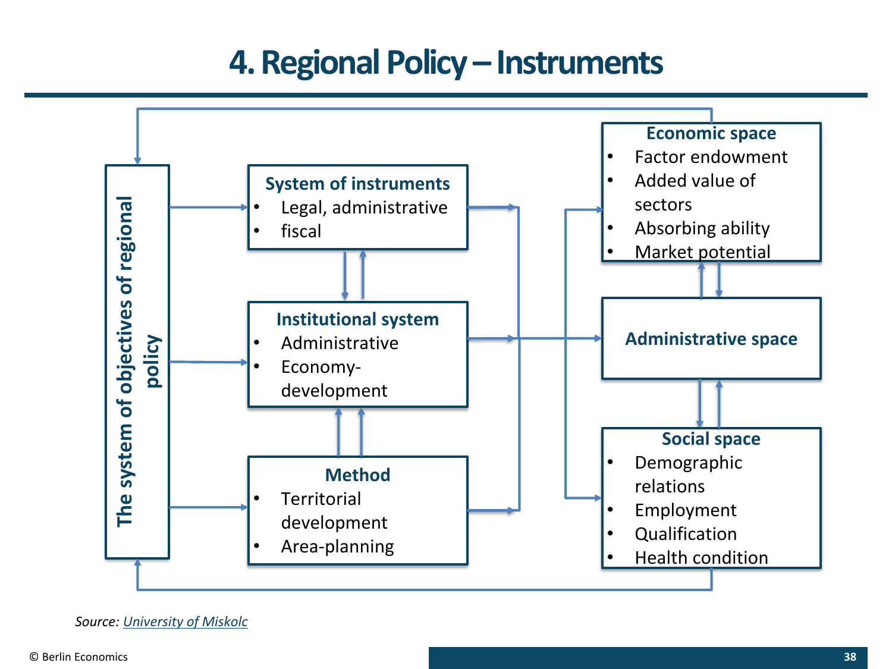# 4. Regional Policy – Instruments

**The system of objectives of regional policy**

**System of instruments**
- Legal, administrative
- fiscal

**Institutional system**
- Administrative
- Economy-development

**Method**
- Territorial development
- Area-planning

**Economic space**
- Factor endowment
- Added value of sectors
- Absorbing ability
- Market potential

**Administrative space**

**Social space**
- Demographic relations
- Employment
- Qualification
- Health condition

*Source: University of Miskolc*

© Berlin Economics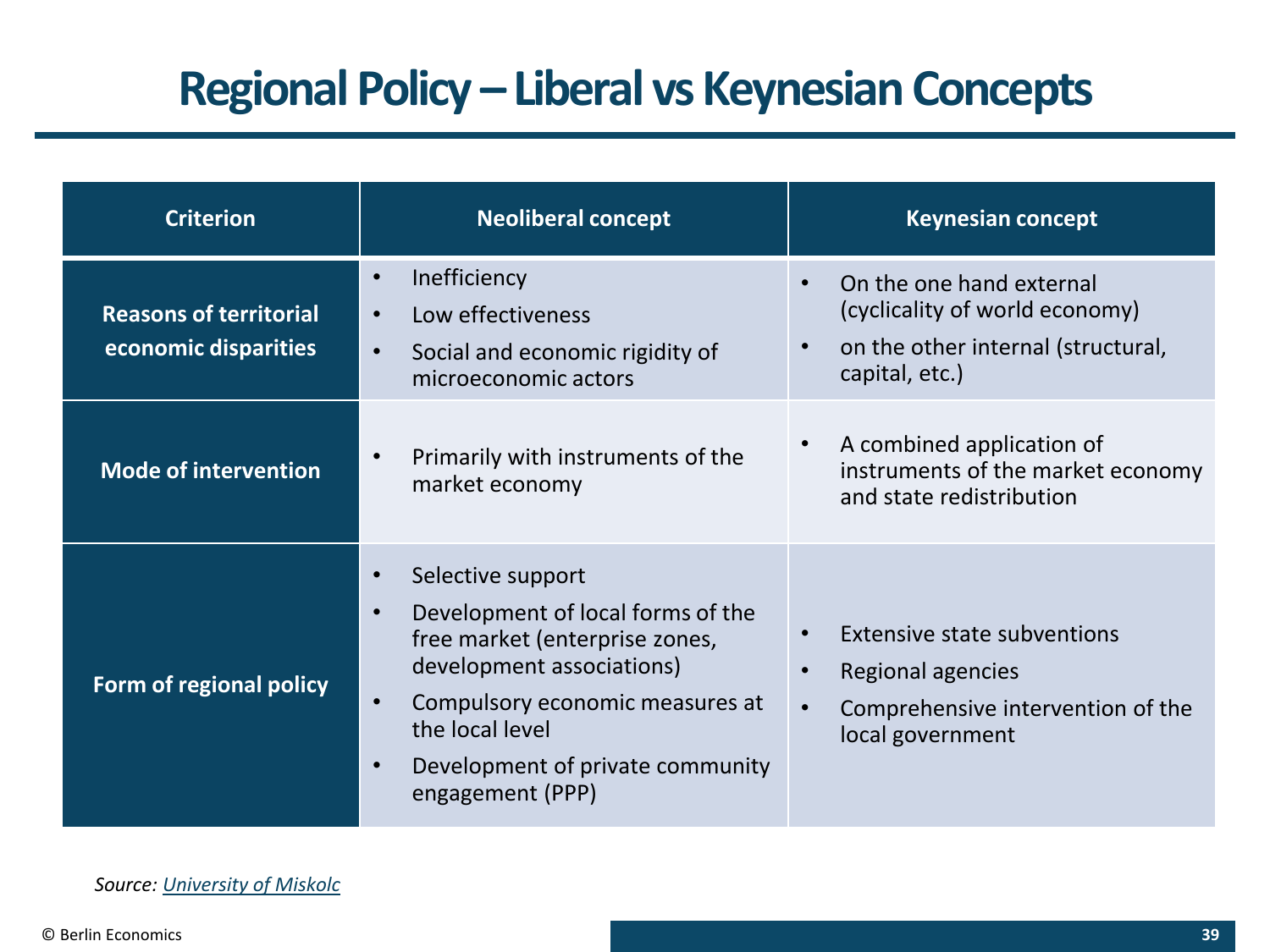# Regional Policy – Liberal vs Keynesian Concepts

| Criterion | Neoliberal concept | Keynesian concept |
|---|---|---|
| **Reasons of territorial economic disparities** | • Inefficiency<br>• Low effectiveness<br>• Social and economic rigidity of microeconomic actors | • On the one hand external (cyclicality of world economy)<br>• on the other internal (structural, capital, etc.) |
| **Mode of intervention** | • Primarily with instruments of the market economy | • A combined application of instruments of the market economy and state redistribution |
| **Form of regional policy** | • Selective support<br>• Development of local forms of the free market (enterprise zones, development associations)<br>• Compulsory economic measures at the local level<br>• Development of private community engagement (PPP) | • Extensive state subventions<br>• Regional agencies<br>• Comprehensive intervention of the local government |

*Source: University of Miskolc*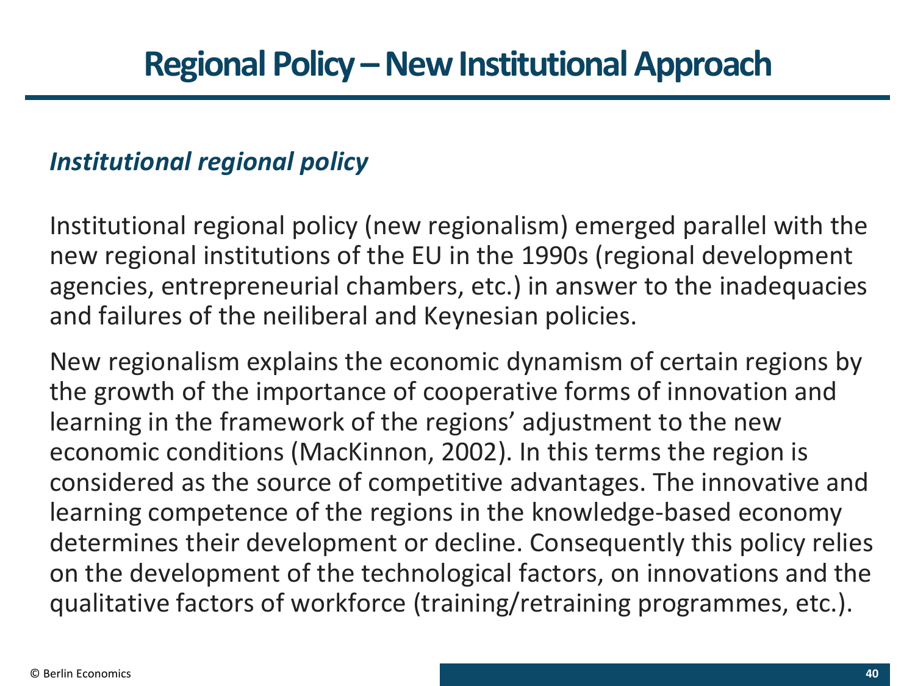# Regional Policy – New Institutional Approach

### *Institutional regional policy*

Institutional regional policy (new regionalism) emerged parallel with the new regional institutions of the EU in the 1990s (regional development agencies, entrepreneurial chambers, etc.) in answer to the inadequacies and failures of the neiliberal and Keynesian policies.

New regionalism explains the economic dynamism of certain regions by the growth of the importance of cooperative forms of innovation and learning in the framework of the regions' adjustment to the new economic conditions (MacKinnon, 2002). In this terms the region is considered as the source of competitive advantages. The innovative and learning competence of the regions in the knowledge-based economy determines their development or decline. Consequently this policy relies on the development of the technological factors, on innovations and the qualitative factors of workforce (training/retraining programmes, etc.).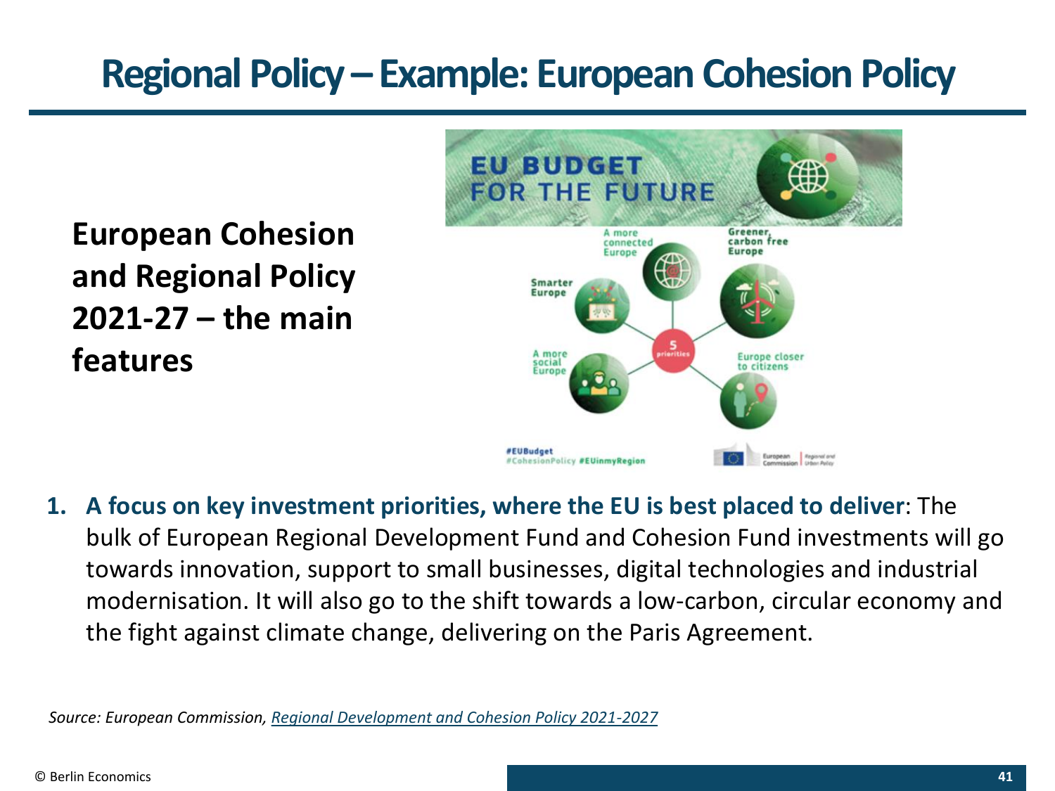# Regional Policy – Example: European Cohesion Policy

**European Cohesion and Regional Policy 2021-27 – the main features**

1. **A focus on key investment priorities, where the EU is best placed to deliver**: The bulk of European Regional Development Fund and Cohesion Fund investments will go towards innovation, support to small businesses, digital technologies and industrial modernisation. It will also go to the shift towards a low-carbon, circular economy and the fight against climate change, delivering on the Paris Agreement.

*Source: European Commission, Regional Development and Cohesion Policy 2021-2027*

© Berlin Economics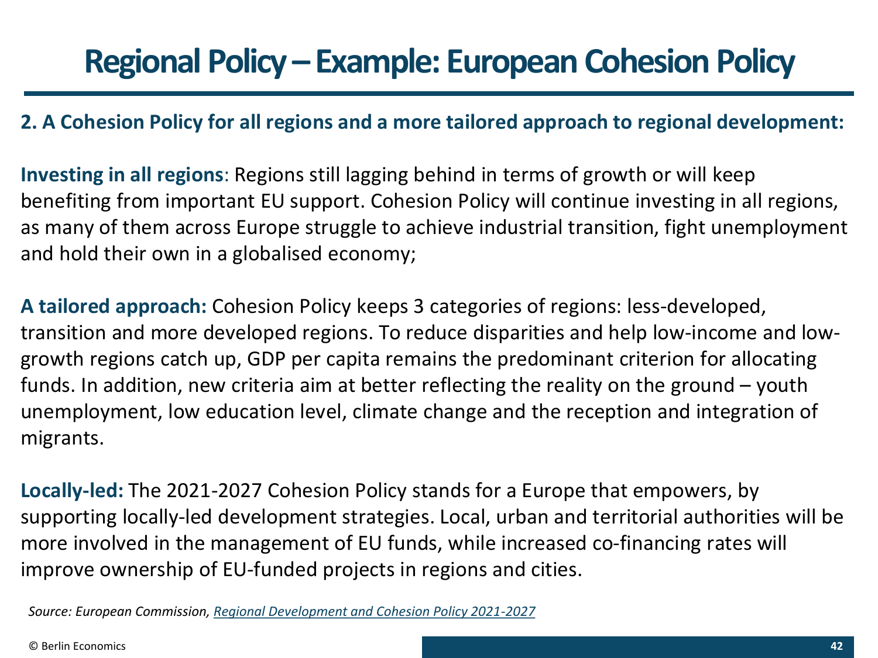# Regional Policy – Example: European Cohesion Policy

**2. A Cohesion Policy for all regions and a more tailored approach to regional development:**

**Investing in all regions**: Regions still lagging behind in terms of growth or will keep benefiting from important EU support. Cohesion Policy will continue investing in all regions, as many of them across Europe struggle to achieve industrial transition, fight unemployment and hold their own in a globalised economy;

**A tailored approach:** Cohesion Policy keeps 3 categories of regions: less-developed, transition and more developed regions. To reduce disparities and help low-income and low-growth regions catch up, GDP per capita remains the predominant criterion for allocating funds. In addition, new criteria aim at better reflecting the reality on the ground – youth unemployment, low education level, climate change and the reception and integration of migrants.

**Locally-led:** The 2021-2027 Cohesion Policy stands for a Europe that empowers, by supporting locally-led development strategies. Local, urban and territorial authorities will be more involved in the management of EU funds, while increased co-financing rates will improve ownership of EU-funded projects in regions and cities.

*Source: European Commission, Regional Development and Cohesion Policy 2021-2027*

© Berlin Economics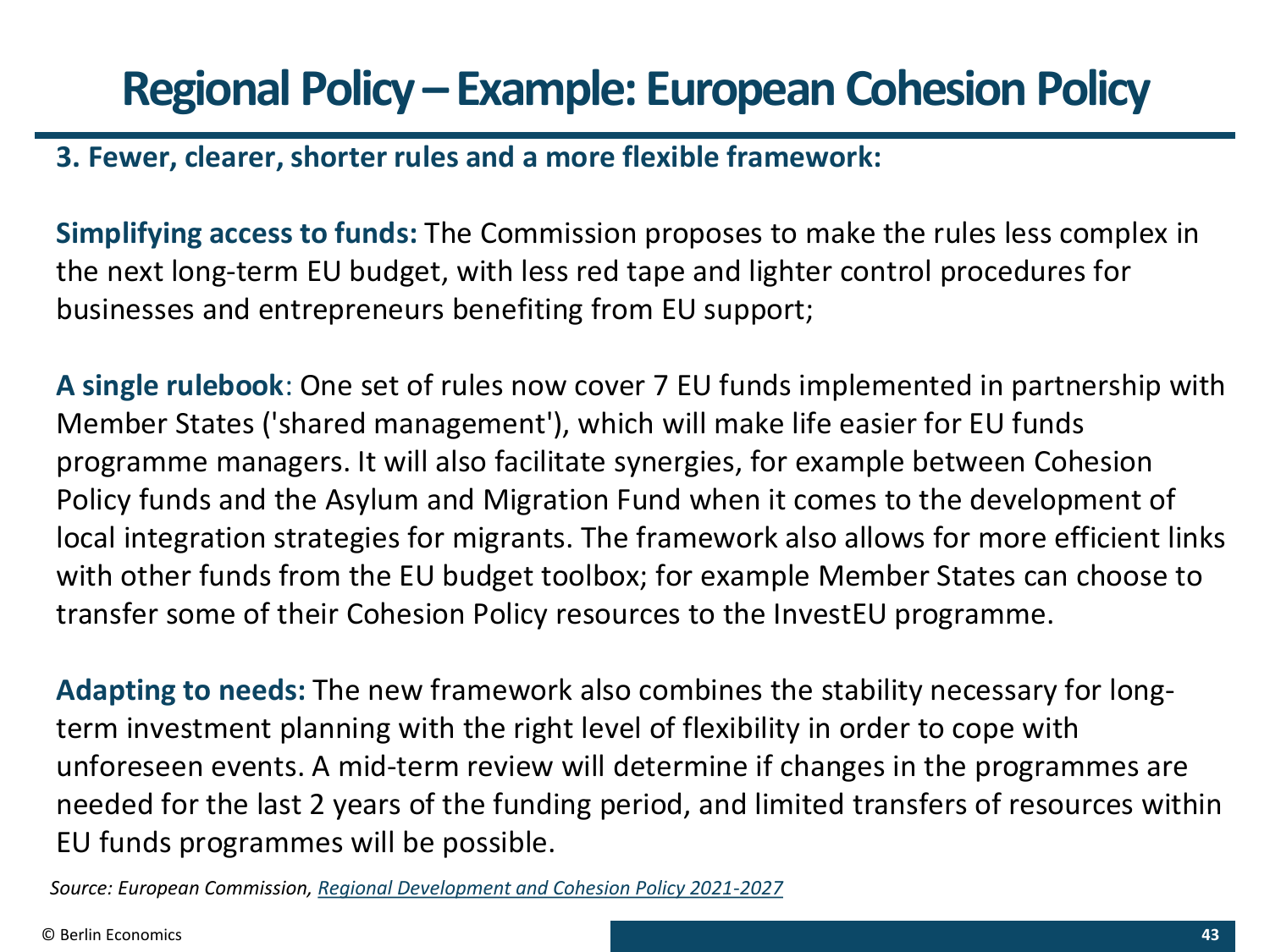# Regional Policy – Example: European Cohesion Policy

**3. Fewer, clearer, shorter rules and a more flexible framework:**

**Simplifying access to funds:** The Commission proposes to make the rules less complex in the next long-term EU budget, with less red tape and lighter control procedures for businesses and entrepreneurs benefiting from EU support;

**A single rulebook**: One set of rules now cover 7 EU funds implemented in partnership with Member States ('shared management'), which will make life easier for EU funds programme managers. It will also facilitate synergies, for example between Cohesion Policy funds and the Asylum and Migration Fund when it comes to the development of local integration strategies for migrants. The framework also allows for more efficient links with other funds from the EU budget toolbox; for example Member States can choose to transfer some of their Cohesion Policy resources to the InvestEU programme.

**Adapting to needs:** The new framework also combines the stability necessary for long-term investment planning with the right level of flexibility in order to cope with unforeseen events. A mid-term review will determine if changes in the programmes are needed for the last 2 years of the funding period, and limited transfers of resources within EU funds programmes will be possible.

*Source: European Commission, Regional Development and Cohesion Policy 2021-2027*

© Berlin Economics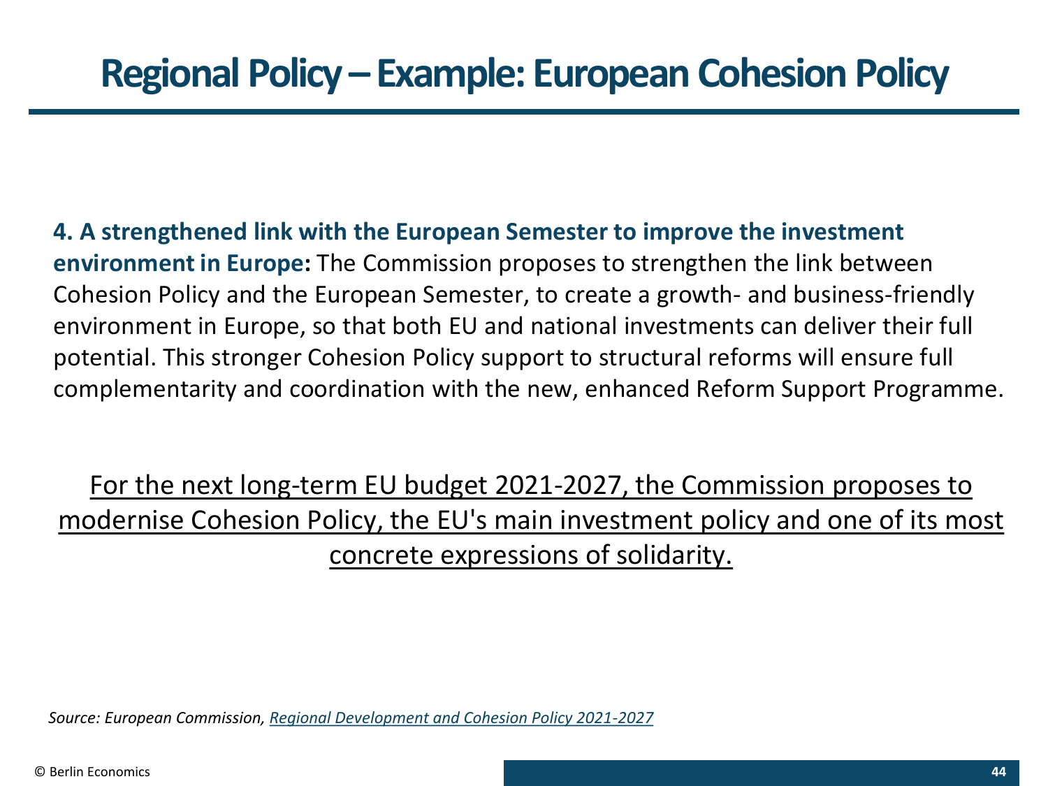# Regional Policy – Example: European Cohesion Policy

**4. A strengthened link with the European Semester to improve the investment environment in Europe:** The Commission proposes to strengthen the link between Cohesion Policy and the European Semester, to create a growth- and business-friendly environment in Europe, so that both EU and national investments can deliver their full potential. This stronger Cohesion Policy support to structural reforms will ensure full complementarity and coordination with the new, enhanced Reform Support Programme.

For the next long-term EU budget 2021-2027, the Commission proposes to modernise Cohesion Policy, the EU's main investment policy and one of its most concrete expressions of solidarity.

*Source: European Commission, Regional Development and Cohesion Policy 2021-2027*

© Berlin Economics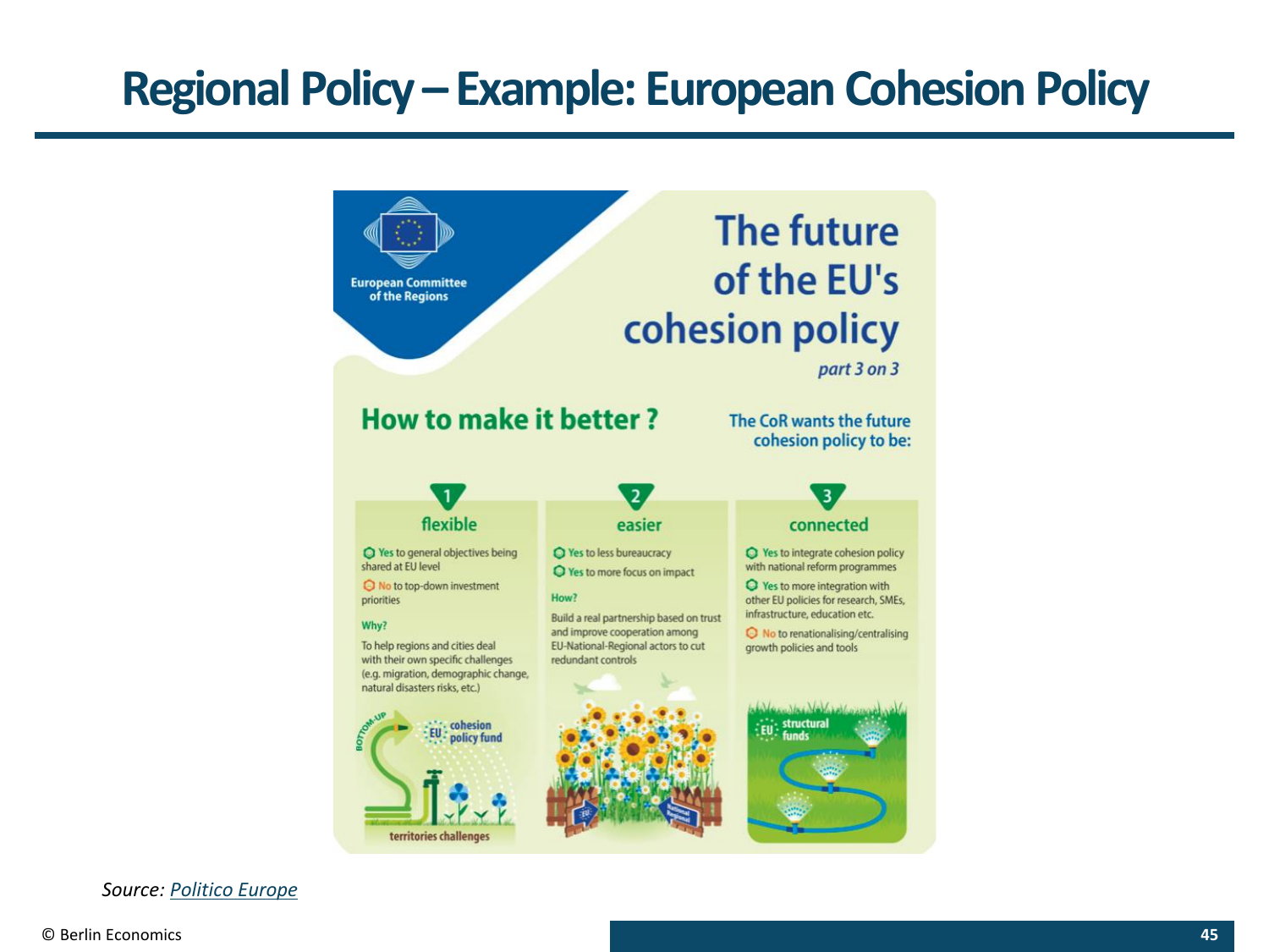# Regional Policy – Example: European Cohesion Policy

European Committee of the Regions

## The future of the EU's cohesion policy

*part 3 on 3*

### How to make it better ?

The CoR wants the future cohesion policy to be:

**1 flexible**

- Yes to general objectives being shared at EU level
- No to top-down investment priorities

Why?

To help regions and cities deal with their own specific challenges (e.g. migration, demographic change, natural disasters risks, etc.)

BOTTOM-UP — EU cohesion policy fund — territories challenges

**2 easier**

- Yes to less bureaucracy
- Yes to more focus on impact

How?

Build a real partnership based on trust and improve cooperation among EU-National-Regional actors to cut redundant controls

EU — National Regional

**3 connected**

- Yes to integrate cohesion policy with national reform programmes
- Yes to more integration with other EU policies for research, SMEs, infrastructure, education etc.
- No to renationalising/centralising growth policies and tools

EU structural funds

*Source: Politico Europe*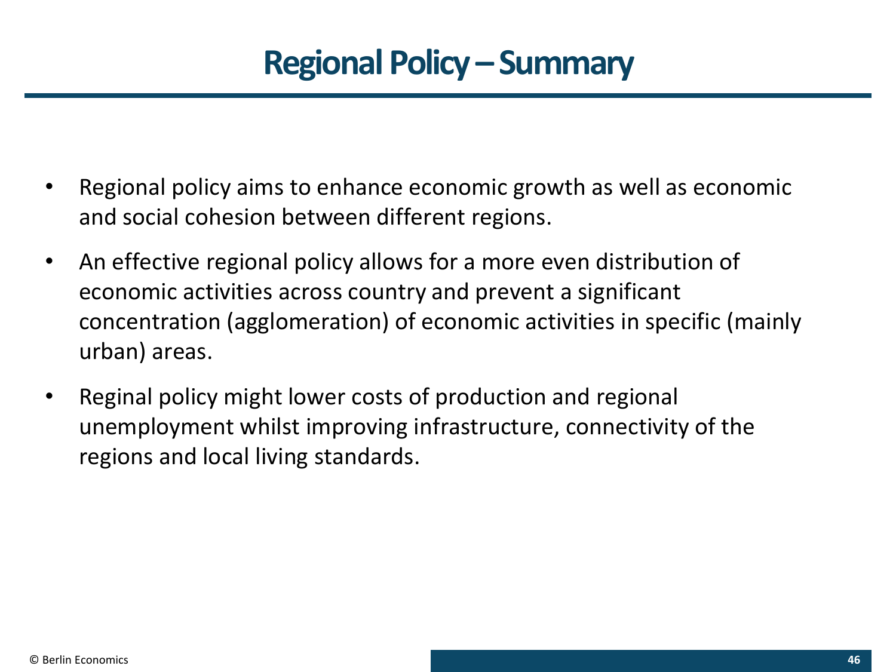# Regional Policy – Summary

- Regional policy aims to enhance economic growth as well as economic and social cohesion between different regions.
- An effective regional policy allows for a more even distribution of economic activities across country and prevent a significant concentration (agglomeration) of economic activities in specific (mainly urban) areas.
- Reginal policy might lower costs of production and regional unemployment whilst improving infrastructure, connectivity of the regions and local living standards.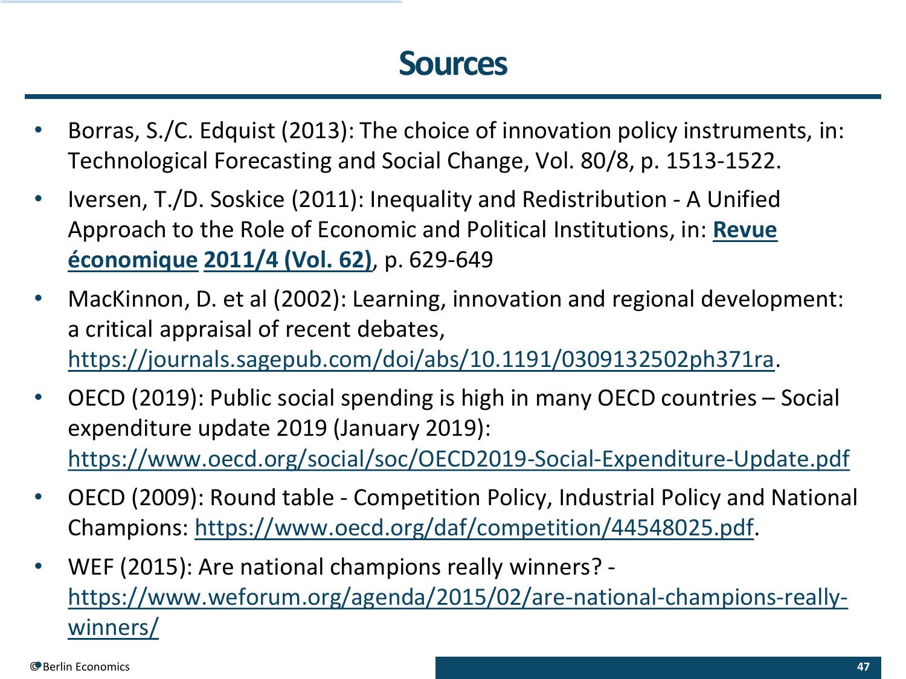# Sources

- Borras, S./C. Edquist (2013): The choice of innovation policy instruments, in: Technological Forecasting and Social Change, Vol. 80/8, p. 1513-1522.
- Iversen, T./D. Soskice (2011): Inequality and Redistribution - A Unified Approach to the Role of Economic and Political Institutions, in: **Revue économique** **2011/4 (Vol. 62)**, p. 629-649
- MacKinnon, D. et al (2002): Learning, innovation and regional development: a critical appraisal of recent debates, https://journals.sagepub.com/doi/abs/10.1191/0309132502ph371ra.
- OECD (2019): Public social spending is high in many OECD countries – Social expenditure update 2019 (January 2019): https://www.oecd.org/social/soc/OECD2019-Social-Expenditure-Update.pdf
- OECD (2009): Round table - Competition Policy, Industrial Policy and National Champions: https://www.oecd.org/daf/competition/44548025.pdf.
- WEF (2015): Are national champions really winners? - https://www.weforum.org/agenda/2015/02/are-national-champions-really-winners/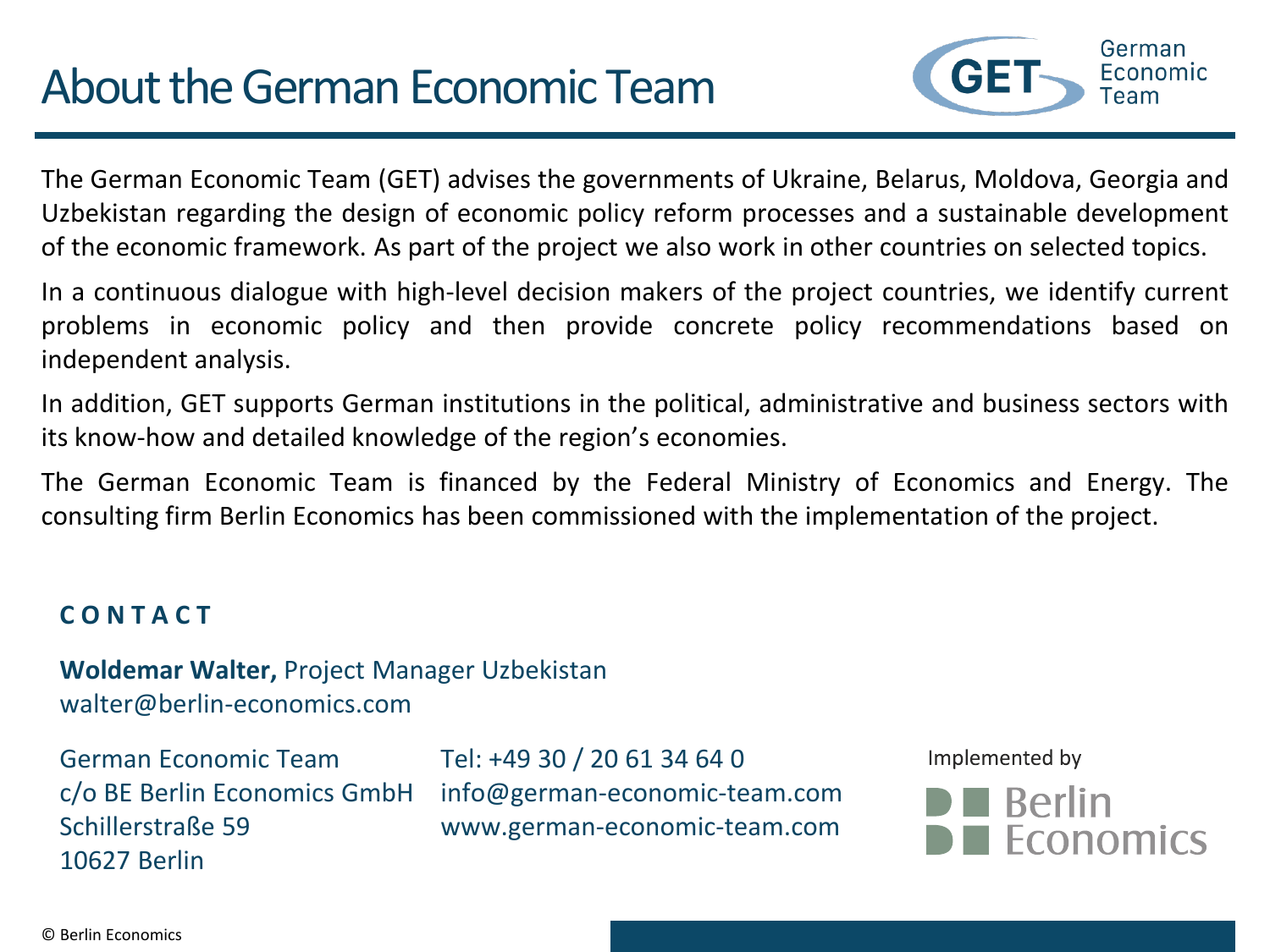# About the German Economic Team

German Economic Team

The German Economic Team (GET) advises the governments of Ukraine, Belarus, Moldova, Georgia and Uzbekistan regarding the design of economic policy reform processes and a sustainable development of the economic framework. As part of the project we also work in other countries on selected topics.

In a continuous dialogue with high-level decision makers of the project countries, we identify current problems in economic policy and then provide concrete policy recommendations based on independent analysis.

In addition, GET supports German institutions in the political, administrative and business sectors with its know-how and detailed knowledge of the region's economies.

The German Economic Team is financed by the Federal Ministry of Economics and Energy. The consulting firm Berlin Economics has been commissioned with the implementation of the project.

**CONTACT**

**Woldemar Walter,** Project Manager Uzbekistan
walter@berlin-economics.com

German Economic Team
c/o BE Berlin Economics GmbH
Schillerstraße 59
10627 Berlin

Tel: +49 30 / 20 61 34 64 0
info@german-economic-team.com
www.german-economic-team.com

Implemented by

Berlin Economics

© Berlin Economics